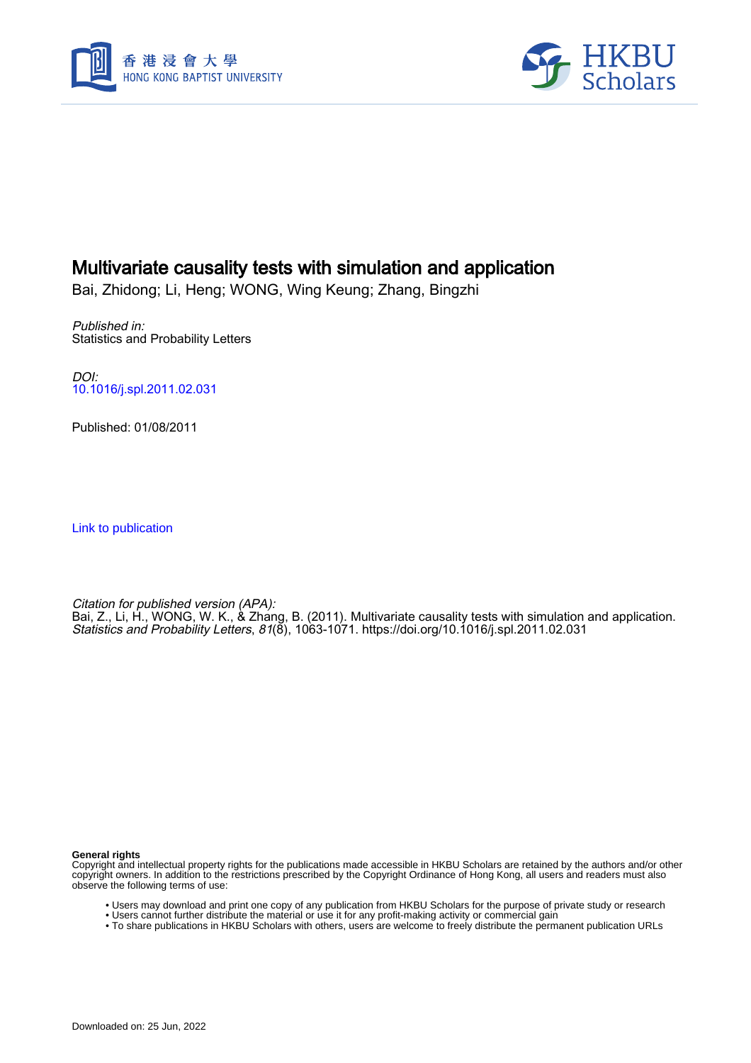# Multivariate causality tests with simulation and application

Bai, Zhidong; Li, Heng; WONG, Wing Keung; Zhang, Bingzhi

*Published in:*
Statistics and Probability Letters

*DOI:*
10.1016/j.spl.2011.02.031

Published: 01/08/2011

Link to publication

*Citation for published version (APA):*
Bai, Z., Li, H., WONG, W. K., & Zhang, B. (2011). Multivariate causality tests with simulation and application. *Statistics and Probability Letters*, *81*(8), 1063-1071. https://doi.org/10.1016/j.spl.2011.02.031

**General rights**
Copyright and intellectual property rights for the publications made accessible in HKBU Scholars are retained by the authors and/or other copyright owners. In addition to the restrictions prescribed by the Copyright Ordinance of Hong Kong, all users and readers must also observe the following terms of use:

- Users may download and print one copy of any publication from HKBU Scholars for the purpose of private study or research
- Users cannot further distribute the material or use it for any profit-making activity or commercial gain
- To share publications in HKBU Scholars with others, users are welcome to freely distribute the permanent publication URLs

Downloaded on: 25 Jun, 2022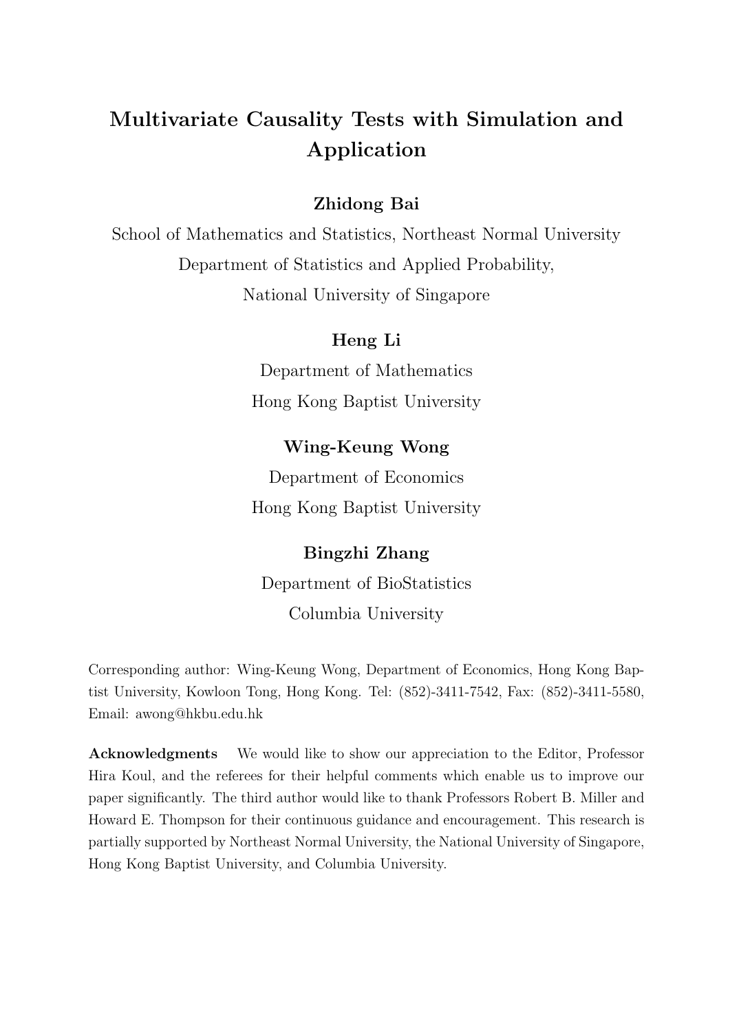# Multivariate Causality Tests with Simulation and Application

**Zhidong Bai**

School of Mathematics and Statistics, Northeast Normal University

Department of Statistics and Applied Probability,

National University of Singapore

**Heng Li**

Department of Mathematics

Hong Kong Baptist University

**Wing-Keung Wong**

Department of Economics

Hong Kong Baptist University

**Bingzhi Zhang**

Department of BioStatistics

Columbia University

Corresponding author: Wing-Keung Wong, Department of Economics, Hong Kong Baptist University, Kowloon Tong, Hong Kong. Tel: (852)-3411-7542, Fax: (852)-3411-5580, Email: awong@hkbu.edu.hk

**Acknowledgments** We would like to show our appreciation to the Editor, Professor Hira Koul, and the referees for their helpful comments which enable us to improve our paper significantly. The third author would like to thank Professors Robert B. Miller and Howard E. Thompson for their continuous guidance and encouragement. This research is partially supported by Northeast Normal University, the National University of Singapore, Hong Kong Baptist University, and Columbia University.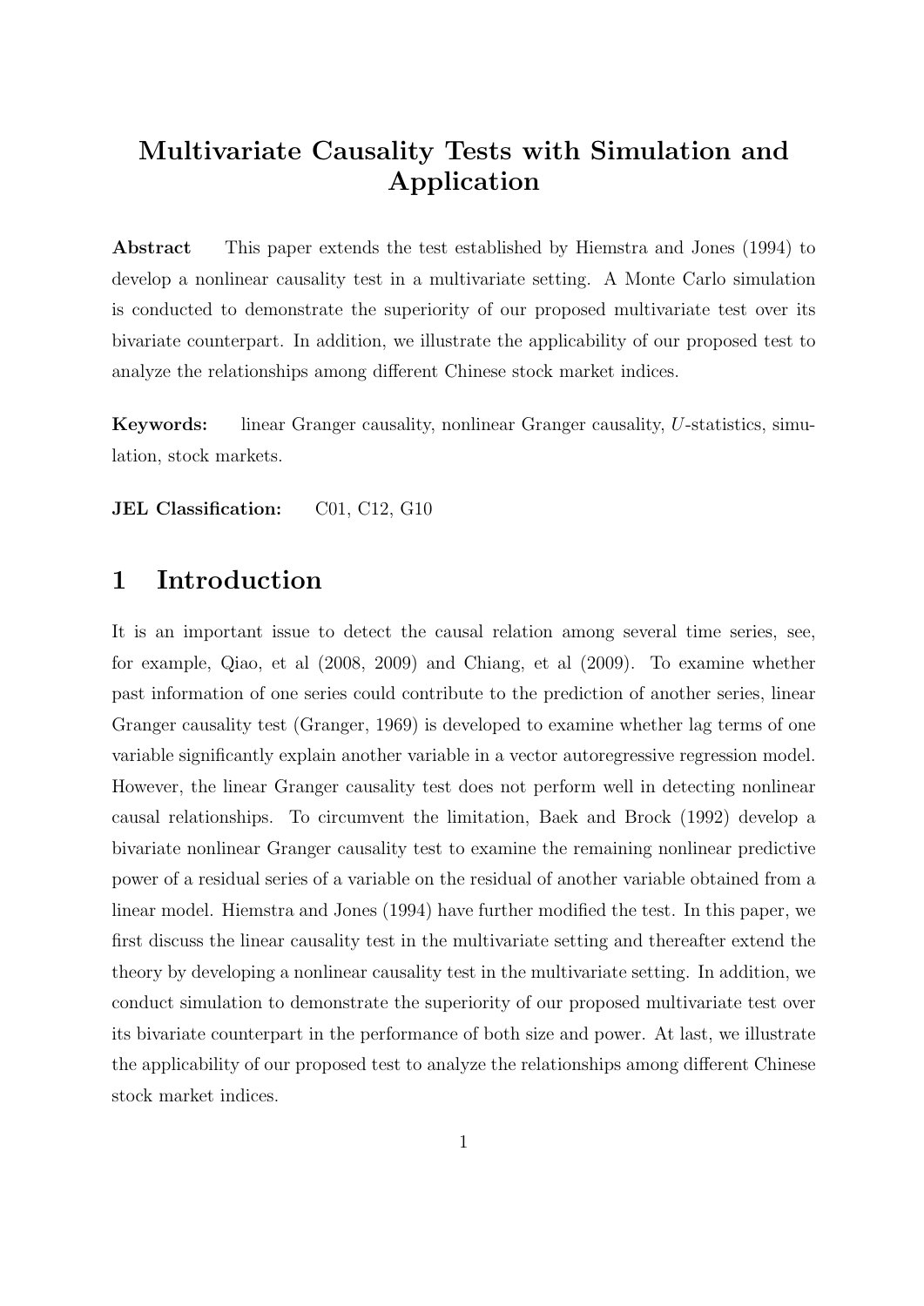# Multivariate Causality Tests with Simulation and Application

**Abstract** This paper extends the test established by Hiemstra and Jones (1994) to develop a nonlinear causality test in a multivariate setting. A Monte Carlo simulation is conducted to demonstrate the superiority of our proposed multivariate test over its bivariate counterpart. In addition, we illustrate the applicability of our proposed test to analyze the relationships among different Chinese stock market indices.

**Keywords:** linear Granger causality, nonlinear Granger causality, $U$-statistics, simulation, stock markets.

**JEL Classification:** C01, C12, G10

## 1 Introduction

It is an important issue to detect the causal relation among several time series, see, for example, Qiao, et al (2008, 2009) and Chiang, et al (2009). To examine whether past information of one series could contribute to the prediction of another series, linear Granger causality test (Granger, 1969) is developed to examine whether lag terms of one variable significantly explain another variable in a vector autoregressive regression model. However, the linear Granger causality test does not perform well in detecting nonlinear causal relationships. To circumvent the limitation, Baek and Brock (1992) develop a bivariate nonlinear Granger causality test to examine the remaining nonlinear predictive power of a residual series of a variable on the residual of another variable obtained from a linear model. Hiemstra and Jones (1994) have further modified the test. In this paper, we first discuss the linear causality test in the multivariate setting and thereafter extend the theory by developing a nonlinear causality test in the multivariate setting. In addition, we conduct simulation to demonstrate the superiority of our proposed multivariate test over its bivariate counterpart in the performance of both size and power. At last, we illustrate the applicability of our proposed test to analyze the relationships among different Chinese stock market indices.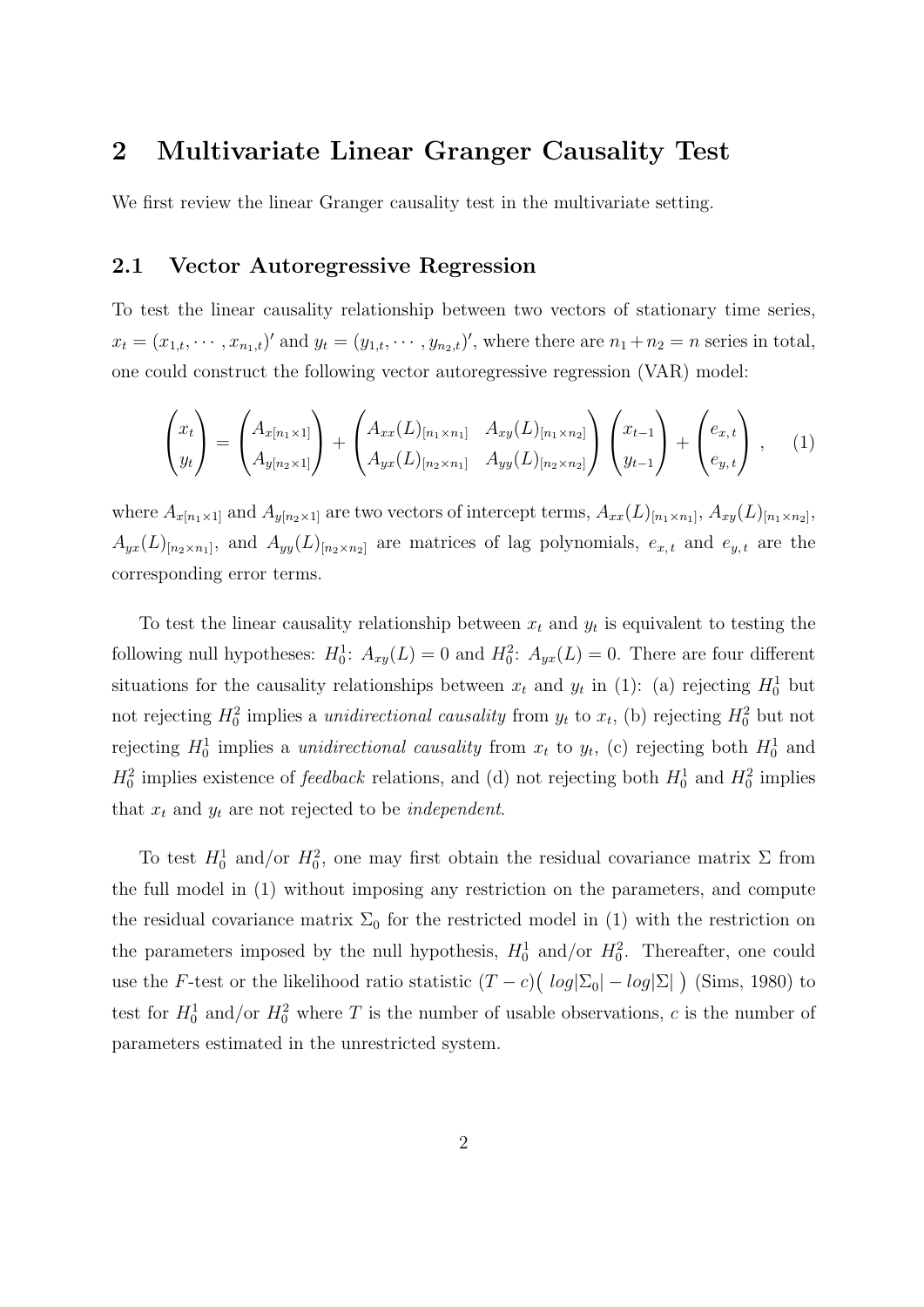## 2 Multivariate Linear Granger Causality Test

We first review the linear Granger causality test in the multivariate setting.

### 2.1 Vector Autoregressive Regression

To test the linear causality relationship between two vectors of stationary time series, $x_t = (x_{1,t}, \cdots, x_{n_1,t})'$ and $y_t = (y_{1,t}, \cdots, y_{n_2,t})'$, where there are $n_1 + n_2 = n$ series in total, one could construct the following vector autoregressive regression (VAR) model:

$$
\begin{pmatrix} x_t \\ y_t \end{pmatrix} = \begin{pmatrix} A_{x[n_1 \times 1]} \\ A_{y[n_2 \times 1]} \end{pmatrix} + \begin{pmatrix} A_{xx}(L)_{[n_1 \times n_1]} & A_{xy}(L)_{[n_1 \times n_2]} \\ A_{yx}(L)_{[n_2 \times n_1]} & A_{yy}(L)_{[n_2 \times n_2]} \end{pmatrix} \begin{pmatrix} x_{t-1} \\ y_{t-1} \end{pmatrix} + \begin{pmatrix} e_{x,t} \\ e_{y,t} \end{pmatrix} , \tag{1}
$$

where $A_{x[n_1 \times 1]}$ and $A_{y[n_2 \times 1]}$ are two vectors of intercept terms, $A_{xx}(L)_{[n_1 \times n_1]}$, $A_{xy}(L)_{[n_1 \times n_2]}$, $A_{yx}(L)_{[n_2 \times n_1]}$, and $A_{yy}(L)_{[n_2 \times n_2]}$ are matrices of lag polynomials, $e_{x,t}$ and $e_{y,t}$ are the corresponding error terms.

To test the linear causality relationship between $x_t$ and $y_t$ is equivalent to testing the following null hypotheses: $H_0^1$: $A_{xy}(L) = 0$ and $H_0^2$: $A_{yx}(L) = 0$. There are four different situations for the causality relationships between $x_t$ and $y_t$ in (1): (a) rejecting $H_0^1$ but not rejecting $H_0^2$ implies a *unidirectional causality* from $y_t$ to $x_t$, (b) rejecting $H_0^2$ but not rejecting $H_0^1$ implies a *unidirectional causality* from $x_t$ to $y_t$, (c) rejecting both $H_0^1$ and $H_0^2$ implies existence of *feedback* relations, and (d) not rejecting both $H_0^1$ and $H_0^2$ implies that $x_t$ and $y_t$ are not rejected to be *independent*.

To test $H_0^1$ and/or $H_0^2$, one may first obtain the residual covariance matrix $\Sigma$ from the full model in (1) without imposing any restriction on the parameters, and compute the residual covariance matrix $\Sigma_0$ for the restricted model in (1) with the restriction on the parameters imposed by the null hypothesis, $H_0^1$ and/or $H_0^2$. Thereafter, one could use the $F$-test or the likelihood ratio statistic $(T - c)\big( \, log|\Sigma_0| - log|\Sigma| \, \big)$ (Sims, 1980) to test for $H_0^1$ and/or $H_0^2$ where $T$ is the number of usable observations, $c$ is the number of parameters estimated in the unrestricted system.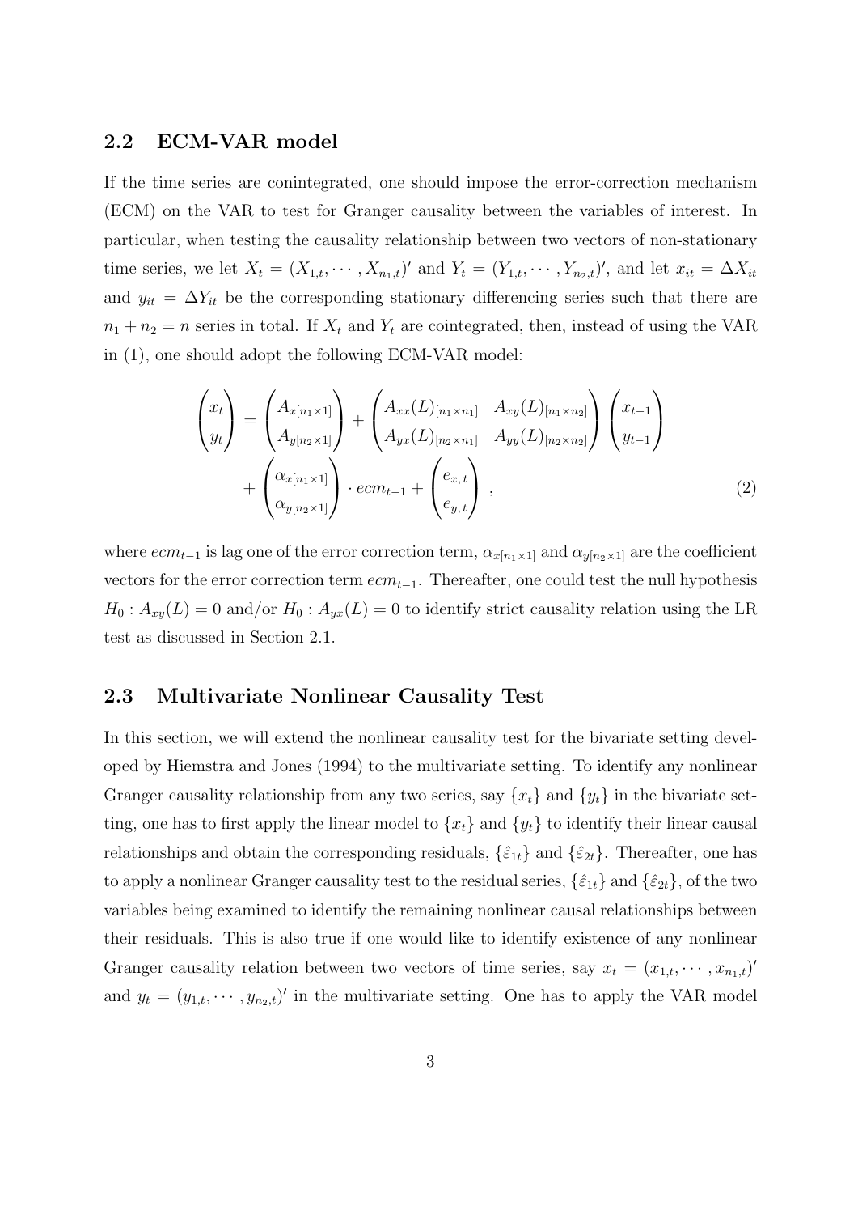## 2.2 ECM-VAR model

If the time series are conintegrated, one should impose the error-correction mechanism (ECM) on the VAR to test for Granger causality between the variables of interest. In particular, when testing the causality relationship between two vectors of non-stationary time series, we let $X_t = (X_{1,t}, \cdots, X_{n_1,t})'$ and $Y_t = (Y_{1,t}, \cdots, Y_{n_2,t})'$, and let $x_{it} = \Delta X_{it}$ and $y_{it} = \Delta Y_{it}$ be the corresponding stationary differencing series such that there are $n_1 + n_2 = n$ series in total. If $X_t$ and $Y_t$ are cointegrated, then, instead of using the VAR in (1), one should adopt the following ECM-VAR model:

$$
\begin{aligned}
\begin{pmatrix} x_t \\ y_t \end{pmatrix} &= \begin{pmatrix} A_{x[n_1 \times 1]} \\ A_{y[n_2 \times 1]} \end{pmatrix} + \begin{pmatrix} A_{xx}(L)_{[n_1 \times n_1]} & A_{xy}(L)_{[n_1 \times n_2]} \\ A_{yx}(L)_{[n_2 \times n_1]} & A_{yy}(L)_{[n_2 \times n_2]} \end{pmatrix} \begin{pmatrix} x_{t-1} \\ y_{t-1} \end{pmatrix} \\
&\quad + \begin{pmatrix} \alpha_{x[n_1 \times 1]} \\ \alpha_{y[n_2 \times 1]} \end{pmatrix} \cdot ecm_{t-1} + \begin{pmatrix} e_{x,t} \\ e_{y,t} \end{pmatrix} ,
\end{aligned} \tag{2}
$$

where $ecm_{t-1}$ is lag one of the error correction term, $\alpha_{x[n_1 \times 1]}$ and $\alpha_{y[n_2 \times 1]}$ are the coefficient vectors for the error correction term $ecm_{t-1}$. Thereafter, one could test the null hypothesis $H_0 : A_{xy}(L) = 0$ and/or $H_0 : A_{yx}(L) = 0$ to identify strict causality relation using the LR test as discussed in Section 2.1.

## 2.3 Multivariate Nonlinear Causality Test

In this section, we will extend the nonlinear causality test for the bivariate setting developed by Hiemstra and Jones (1994) to the multivariate setting. To identify any nonlinear Granger causality relationship from any two series, say $\{x_t\}$ and $\{y_t\}$ in the bivariate setting, one has to first apply the linear model to $\{x_t\}$ and $\{y_t\}$ to identify their linear causal relationships and obtain the corresponding residuals, $\{\hat{\varepsilon}_{1t}\}$ and $\{\hat{\varepsilon}_{2t}\}$. Thereafter, one has to apply a nonlinear Granger causality test to the residual series, $\{\hat{\varepsilon}_{1t}\}$ and $\{\hat{\varepsilon}_{2t}\}$, of the two variables being examined to identify the remaining nonlinear causal relationships between their residuals. This is also true if one would like to identify existence of any nonlinear Granger causality relation between two vectors of time series, say $x_t = (x_{1,t}, \cdots, x_{n_1,t})'$ and $y_t = (y_{1,t}, \cdots, y_{n_2,t})'$ in the multivariate setting. One has to apply the VAR model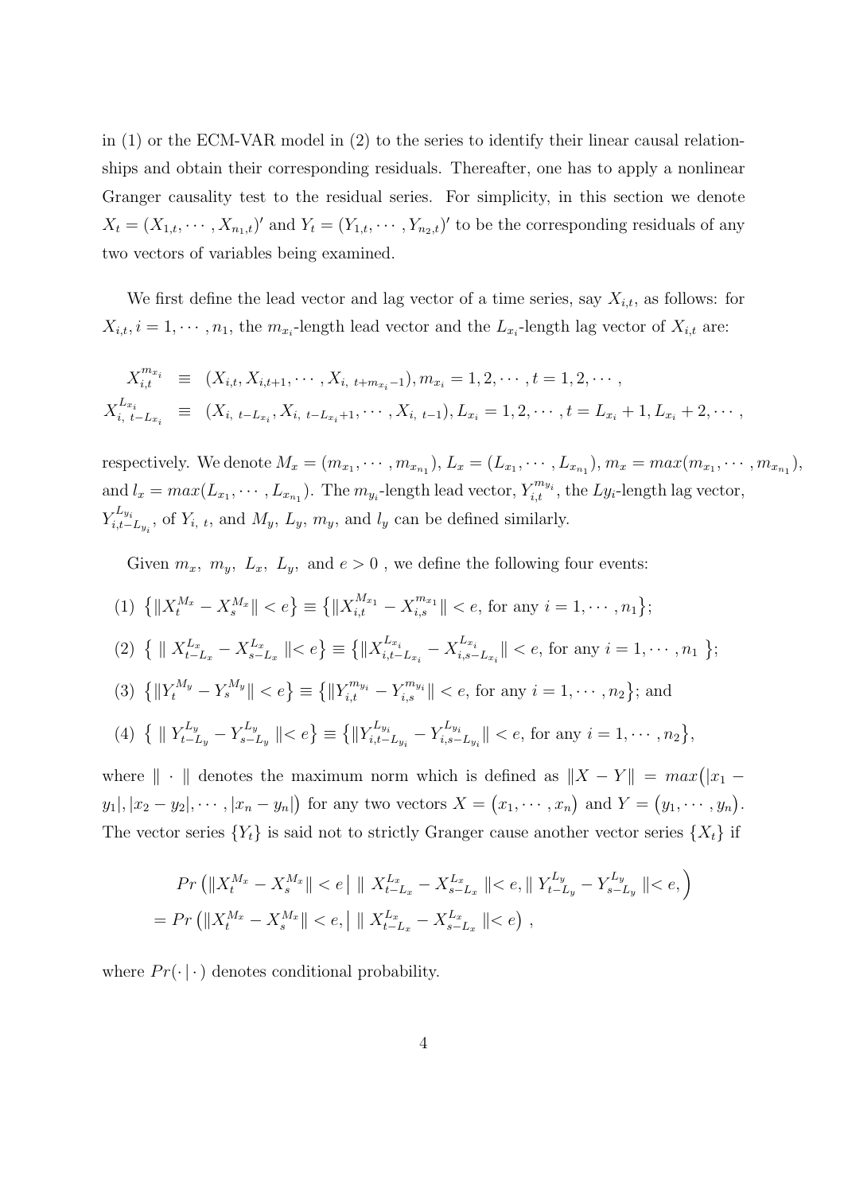in (1) or the ECM-VAR model in (2) to the series to identify their linear causal relationships and obtain their corresponding residuals. Thereafter, one has to apply a nonlinear Granger causality test to the residual series. For simplicity, in this section we denote $X_t = (X_{1,t}, \cdots, X_{n_1,t})'$ and $Y_t = (Y_{1,t}, \cdots, Y_{n_2,t})'$ to be the corresponding residuals of any two vectors of variables being examined.

We first define the lead vector and lag vector of a time series, say $X_{i,t}$, as follows: for $X_{i,t}, i = 1, \cdots, n_1$, the $m_{x_i}$-length lead vector and the $L_{x_i}$-length lag vector of $X_{i,t}$ are:

$$
\begin{aligned}
X_{i,t}^{m_{x_i}} &\equiv (X_{i,t}, X_{i,t+1}, \cdots, X_{i,\ t+m_{x_i}-1}), m_{x_i} = 1, 2, \cdots, t = 1, 2, \cdots, \\
X_{i,\ t-L_{x_i}}^{L_{x_i}} &\equiv (X_{i,\ t-L_{x_i}}, X_{i,\ t-L_{x_i}+1}, \cdots, X_{i,\ t-1}), L_{x_i} = 1, 2, \cdots, t = L_{x_i}+1, L_{x_i}+2, \cdots,
\end{aligned}
$$

respectively. We denote $M_x = (m_{x_1}, \cdots, m_{x_{n_1}})$, $L_x = (L_{x_1}, \cdots, L_{x_{n_1}})$, $m_x = max(m_{x_1}, \cdots, m_{x_{n_1}})$, and $l_x = max(L_{x_1}, \cdots, L_{x_{n_1}})$. The $m_{y_i}$-length lead vector, $Y_{i,t}^{m_{y_i}}$, the $Ly_i$-length lag vector, $Y_{i,t-L_{y_i}}^{L_{y_i}}$, of $Y_{i,\ t}$, and $M_y$, $L_y$, $m_y$, and $l_y$ can be defined similarly.

Given $m_x,\ m_y,\ L_x,\ L_y$, and $e > 0$, we define the following four events:

(1) $\left\{\|X_t^{M_x} - X_s^{M_x}\| < e\right\} \equiv \left\{\|X_{i,t}^{M_{x_1}} - X_{i,s}^{m_{x_1}}\| < e, \text{ for any } i = 1, \cdots, n_1\right\}$;

(2) $\left\{\ \| X_{t-L_x}^{L_x} - X_{s-L_x}^{L_x} \| < e\right\} \equiv \left\{\|X_{i,t-L_{x_i}}^{L_{x_i}} - X_{i,s-L_{x_i}}^{L_{x_i}}\| < e, \text{ for any } i = 1, \cdots, n_1\ \right\}$;

(3) $\left\{\|Y_t^{M_y} - Y_s^{M_y}\| < e\right\} \equiv \left\{\|Y_{i,t}^{m_{y_i}} - Y_{i,s}^{m_{y_i}}\| < e, \text{ for any } i = 1, \cdots, n_2\right\}$; and

(4) $\left\{\ \| Y_{t-L_y}^{L_y} - Y_{s-L_y}^{L_y} \| < e\right\} \equiv \left\{\|Y_{i,t-L_{y_i}}^{L_{y_i}} - Y_{i,s-L_{y_i}}^{L_{y_i}}\| < e, \text{ for any } i = 1, \cdots, n_2\right\}$,

where $\|\cdot\|$ denotes the maximum norm which is defined as $\|X - Y\| = max\big(|x_1 - y_1|, |x_2 - y_2|, \cdots, |x_n - y_n|\big)$ for any two vectors $X = \big(x_1, \cdots, x_n\big)$ and $Y = \big(y_1, \cdots, y_n\big)$. The vector series $\{Y_t\}$ is said not to strictly Granger cause another vector series $\{X_t\}$ if

$$
\begin{aligned}
&Pr\left(\|X_t^{M_x} - X_s^{M_x}\| < e \,\big|\, \| X_{t-L_x}^{L_x} - X_{s-L_x}^{L_x} \| < e, \| Y_{t-L_y}^{L_y} - Y_{s-L_y}^{L_y} \| < e, \right) \\
&= Pr\left(\|X_t^{M_x} - X_s^{M_x}\| < e, \big|\ \| X_{t-L_x}^{L_x} - X_{s-L_x}^{L_x} \| < e\right)\ ,
\end{aligned}
$$

where $Pr(\cdot\,|\,\cdot)$ denotes conditional probability.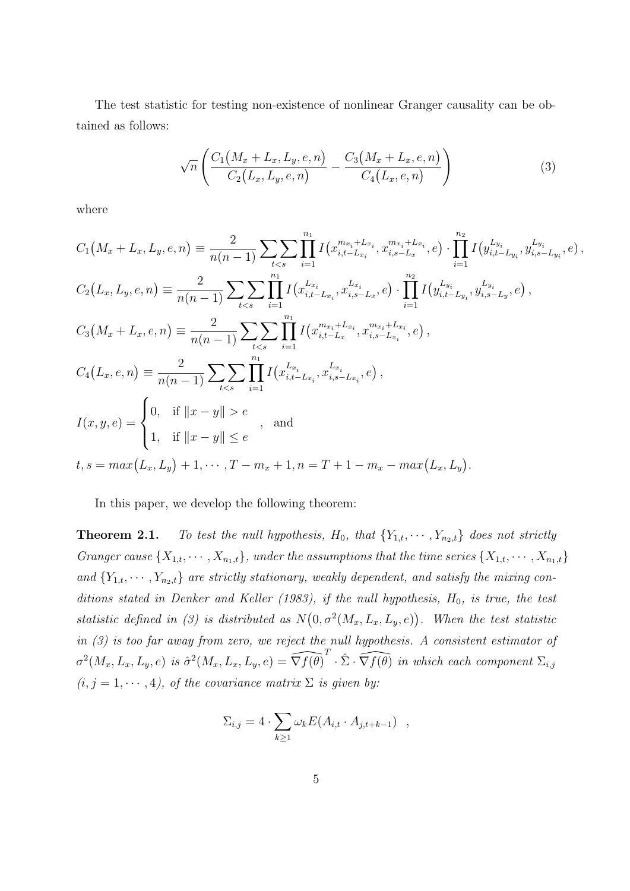The test statistic for testing non-existence of nonlinear Granger causality can be obtained as follows:

$$\sqrt{n}\left(\frac{C_1\big(M_x+L_x,L_y,e,n\big)}{C_2\big(L_x,L_y,e,n\big)}-\frac{C_3\big(M_x+L_x,e,n\big)}{C_4\big(L_x,e,n\big)}\right) \tag{3}$$

where

$$C_1\big(M_x+L_x,L_y,e,n\big)\equiv\frac{2}{n(n-1)}\sum\sum_{t<s}\prod_{i=1}^{n_1}I\big(x_{i,t-L_{x_i}}^{m_{x_i}+L_{x_i}},x_{i,s-L_x}^{m_{x_i}+L_{x_i}},e\big)\cdot\prod_{i=1}^{n_2}I\big(y_{i,t-L_{y_i}}^{L_{y_i}},y_{i,s-L_{y_i}}^{L_{y_i}},e\big),$$

$$C_2\big(L_x,L_y,e,n\big)\equiv\frac{2}{n(n-1)}\sum\sum_{t<s}\prod_{i=1}^{n_1}I\big(x_{i,t-L_{x_i}}^{L_{x_i}},x_{i,s-L_x}^{L_{x_i}},e\big)\cdot\prod_{i=1}^{n_2}I\big(y_{i,t-L_{y_i}}^{L_{y_i}},y_{i,s-L_y}^{L_{y_i}},e\big),$$

$$C_3\big(M_x+L_x,e,n\big)\equiv\frac{2}{n(n-1)}\sum\sum_{t<s}\prod_{i=1}^{n_1}I\big(x_{i,t-L_x}^{m_{x_i}+L_{x_i}},x_{i,s-L_{x_i}}^{m_{x_i}+L_{x_i}},e\big),$$

$$C_4\big(L_x,e,n\big)\equiv\frac{2}{n(n-1)}\sum\sum_{t<s}\prod_{i=1}^{n_1}I\big(x_{i,t-L_{x_i}}^{L_{x_i}},x_{i,s-L_{x_i}}^{L_{x_i}},e\big),$$

$$I(x,y,e)=\begin{cases}0, & \text{if } \|x-y\|>e\\ 1, & \text{if } \|x-y\|\leq e\end{cases}\quad,\quad\text{and}$$

$$t,s=max\big(L_x,L_y\big)+1,\cdots,T-m_x+1, n=T+1-m_x-max\big(L_x,L_y\big).$$

In this paper, we develop the following theorem:

**Theorem 2.1.** *To test the null hypothesis, $H_0$, that $\{Y_{1,t},\cdots,Y_{n_2,t}\}$ does not strictly Granger cause $\{X_{1,t},\cdots,X_{n_1,t}\}$, under the assumptions that the time series $\{X_{1,t},\cdots,X_{n_1,t}\}$ and $\{Y_{1,t},\cdots,Y_{n_2,t}\}$ are strictly stationary, weakly dependent, and satisfy the mixing conditions stated in Denker and Keller (1983), if the null hypothesis, $H_0$, is true, the test statistic defined in (3) is distributed as $N\big(0,\sigma^2(M_x,L_x,L_y,e)\big)$. When the test statistic in (3) is too far away from zero, we reject the null hypothesis. A consistent estimator of $\sigma^2(M_x,L_x,L_y,e)$ is $\hat{\sigma}^2(M_x,L_x,L_y,e)=\widehat{\nabla f(\theta)}^T\cdot\hat{\Sigma}\cdot\widehat{\nabla f(\theta)}$ in which each component $\Sigma_{i,j}$ $(i,j=1,\cdots,4)$, of the covariance matrix $\Sigma$ is given by:*

$$\Sigma_{i,j}=4\cdot\sum_{k\geq1}\omega_k E(A_{i,t}\cdot A_{j,t+k-1})\quad,$$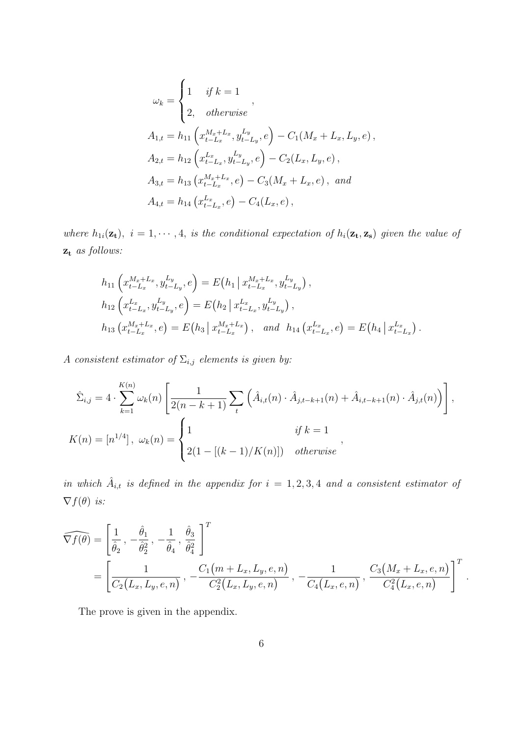$$
\omega_k = \begin{cases} 1 & if\ k = 1 \\ 2, & otherwise \end{cases},
$$

$$
A_{1,t} = h_{11}\left(x_{t-L_x}^{M_x+L_x}, y_{t-L_y}^{L_y}, e\right) - C_1(M_x + L_x, L_y, e)\,,
$$

$$
A_{2,t} = h_{12}\left(x_{t-L_x}^{L_x}, y_{t-L_y}^{L_y}, e\right) - C_2(L_x, L_y, e)\,,
$$

$$
A_{3,t} = h_{13}\left(x_{t-L_x}^{M_x+L_x}, e\right) - C_3(M_x + L_x, e)\,,\ and
$$

$$
A_{4,t} = h_{14}\left(x_{t-L_x}^{L_x}, e\right) - C_4(L_x, e)\,,
$$

*where* $h_{1i}(\mathbf{z_t}),\ i = 1, \cdots, 4,$ *is the conditional expectation of* $h_i(\mathbf{z_t}, \mathbf{z_s})$ *given the value of* $\mathbf{z_t}$ *as follows:*

$$
h_{11}\left(x_{t-L_x}^{M_x+L_x}, y_{t-L_y}^{L_y}, e\right) = E\big(h_1 \,\big|\, x_{t-L_x}^{M_x+L_x}, y_{t-L_y}^{L_y}\big)\,,
$$

$$
h_{12}\left(x_{t-L_x}^{L_x}, y_{t-L_y}^{L_y}, e\right) = E\big(h_2 \,\big|\, x_{t-L_x}^{L_x}, y_{t-L_y}^{L_y}\big)\,,
$$

$$
h_{13}\left(x_{t-L_x}^{M_x+L_x}, e\right) = E\big(h_3 \,\big|\, x_{t-L_x}^{M_x+L_x}\big)\,, \quad and \quad h_{14}\left(x_{t-L_x}^{L_x}, e\right) = E\big(h_4 \,\big|\, x_{t-L_x}^{L_x}\big)\,.
$$

*A consistent estimator of* $\Sigma_{i,j}$ *elements is given by:*

$$
\hat{\Sigma}_{i,j} = 4 \cdot \sum_{k=1}^{K(n)} \omega_k(n) \left[ \frac{1}{2(n-k+1)} \sum_t \left( \hat{A}_{i,t}(n) \cdot \hat{A}_{j,t-k+1}(n) + \hat{A}_{i,t-k+1}(n) \cdot \hat{A}_{j,t}(n) \right) \right],
$$

$$
K(n) = [n^{1/4}]\,,\ \omega_k(n) = \begin{cases} 1 & if\ k = 1 \\ 2(1 - [(k-1)/K(n)]) & otherwise \end{cases},
$$

*in which* $\hat{A}_{i,t}$ *is defined in the appendix for* $i = 1, 2, 3, 4$ *and a consistent estimator of* $\nabla f(\theta)$ *is:*

$$
\begin{aligned}
\widehat{\nabla f(\theta)} &= \left[ \frac{1}{\hat{\theta}_2}\,,\ -\frac{\hat{\theta}_1}{\hat{\theta}_2^2}\,,\ -\frac{1}{\hat{\theta}_4}\,,\ \frac{\hat{\theta}_3}{\hat{\theta}_4^2}\ \right]^T \\
&= \left[ \frac{1}{C_2\big(L_x, L_y, e, n\big)}\,,\ -\frac{C_1\big(m + L_x, L_y, e, n\big)}{C_2^2\big(L_x, L_y, e, n\big)}\,,\ -\frac{1}{C_4\big(L_x, e, n\big)}\,,\ \frac{C_3\big(M_x + L_x, e, n\big)}{C_4^2\big(L_x, e, n\big)} \right]^T.
\end{aligned}
$$

The prove is given in the appendix.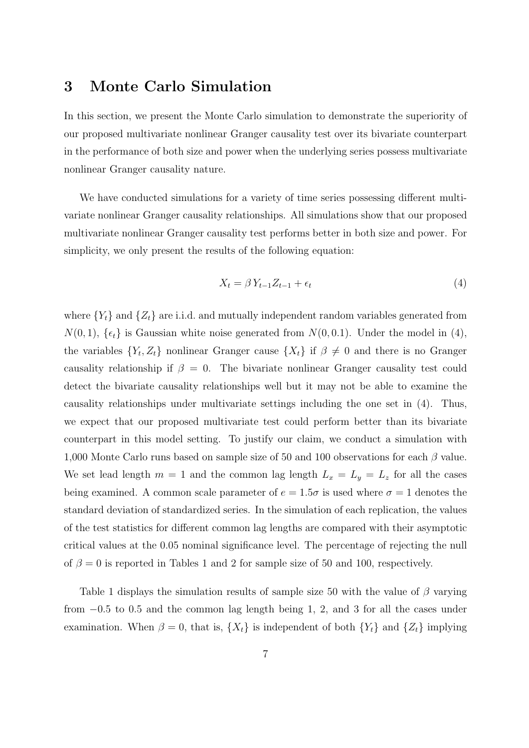## 3 Monte Carlo Simulation

In this section, we present the Monte Carlo simulation to demonstrate the superiority of our proposed multivariate nonlinear Granger causality test over its bivariate counterpart in the performance of both size and power when the underlying series possess multivariate nonlinear Granger causality nature.

We have conducted simulations for a variety of time series possessing different multivariate nonlinear Granger causality relationships. All simulations show that our proposed multivariate nonlinear Granger causality test performs better in both size and power. For simplicity, we only present the results of the following equation:

$$X_t = \beta Y_{t-1} Z_{t-1} + \epsilon_t \tag{4}$$

where $\{Y_t\}$ and $\{Z_t\}$ are i.i.d. and mutually independent random variables generated from $N(0, 1)$, $\{\epsilon_t\}$ is Gaussian white noise generated from $N(0, 0.1)$. Under the model in (4), the variables $\{Y_t, Z_t\}$ nonlinear Granger cause $\{X_t\}$ if $\beta \neq 0$ and there is no Granger causality relationship if $\beta = 0$. The bivariate nonlinear Granger causality test could detect the bivariate causality relationships well but it may not be able to examine the causality relationships under multivariate settings including the one set in (4). Thus, we expect that our proposed multivariate test could perform better than its bivariate counterpart in this model setting. To justify our claim, we conduct a simulation with 1,000 Monte Carlo runs based on sample size of 50 and 100 observations for each $\beta$ value. We set lead length $m = 1$ and the common lag length $L_x = L_y = L_z$ for all the cases being examined. A common scale parameter of $e = 1.5\sigma$ is used where $\sigma = 1$ denotes the standard deviation of standardized series. In the simulation of each replication, the values of the test statistics for different common lag lengths are compared with their asymptotic critical values at the 0.05 nominal significance level. The percentage of rejecting the null of $\beta = 0$ is reported in Tables 1 and 2 for sample size of 50 and 100, respectively.

Table 1 displays the simulation results of sample size 50 with the value of $\beta$ varying from $-0.5$ to 0.5 and the common lag length being 1, 2, and 3 for all the cases under examination. When $\beta = 0$, that is, $\{X_t\}$ is independent of both $\{Y_t\}$ and $\{Z_t\}$ implying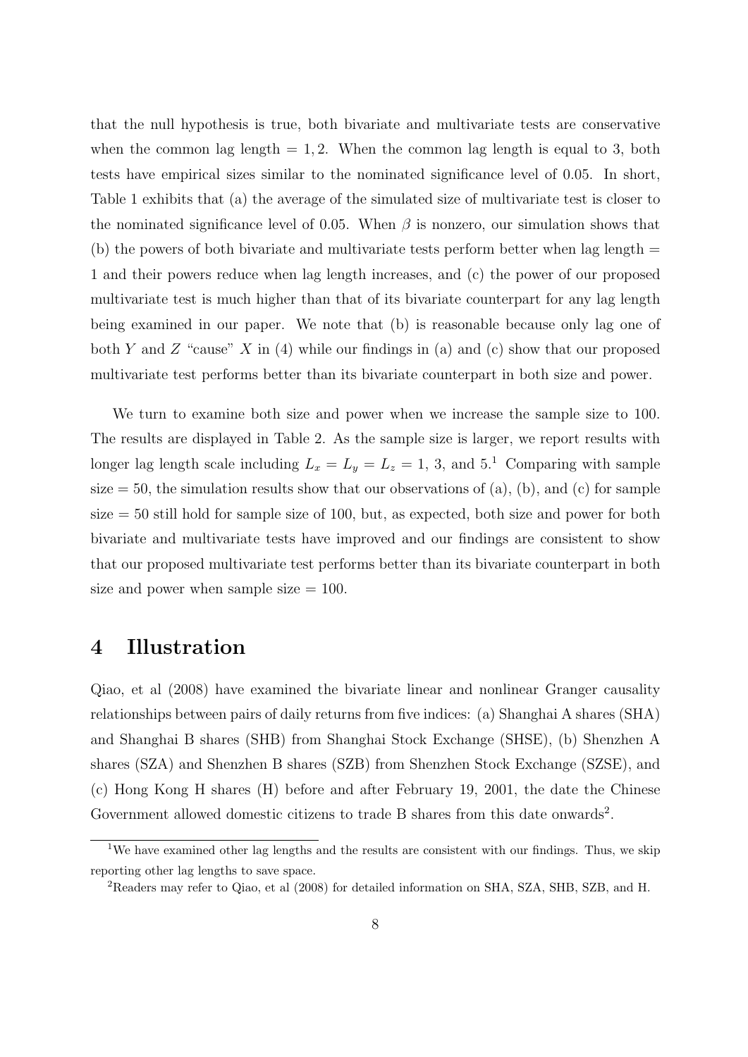that the null hypothesis is true, both bivariate and multivariate tests are conservative when the common lag length $= 1, 2$. When the common lag length is equal to 3, both tests have empirical sizes similar to the nominated significance level of 0.05. In short, Table 1 exhibits that (a) the average of the simulated size of multivariate test is closer to the nominated significance level of 0.05. When $\beta$ is nonzero, our simulation shows that (b) the powers of both bivariate and multivariate tests perform better when lag length $=$ 1 and their powers reduce when lag length increases, and (c) the power of our proposed multivariate test is much higher than that of its bivariate counterpart for any lag length being examined in our paper. We note that (b) is reasonable because only lag one of both $Y$ and $Z$ "cause" $X$ in (4) while our findings in (a) and (c) show that our proposed multivariate test performs better than its bivariate counterpart in both size and power.

We turn to examine both size and power when we increase the sample size to 100. The results are displayed in Table 2. As the sample size is larger, we report results with longer lag length scale including $L_x = L_y = L_z = 1$, 3, and 5.[1] Comparing with sample size $= 50$, the simulation results show that our observations of (a), (b), and (c) for sample size $= 50$ still hold for sample size of 100, but, as expected, both size and power for both bivariate and multivariate tests have improved and our findings are consistent to show that our proposed multivariate test performs better than its bivariate counterpart in both size and power when sample size $= 100$.

# 4 Illustration

Qiao, et al (2008) have examined the bivariate linear and nonlinear Granger causality relationships between pairs of daily returns from five indices: (a) Shanghai A shares (SHA) and Shanghai B shares (SHB) from Shanghai Stock Exchange (SHSE), (b) Shenzhen A shares (SZA) and Shenzhen B shares (SZB) from Shenzhen Stock Exchange (SZSE), and (c) Hong Kong H shares (H) before and after February 19, 2001, the date the Chinese Government allowed domestic citizens to trade B shares from this date onwards[2].

[1] We have examined other lag lengths and the results are consistent with our findings. Thus, we skip reporting other lag lengths to save space.

[2] Readers may refer to Qiao, et al (2008) for detailed information on SHA, SZA, SHB, SZB, and H.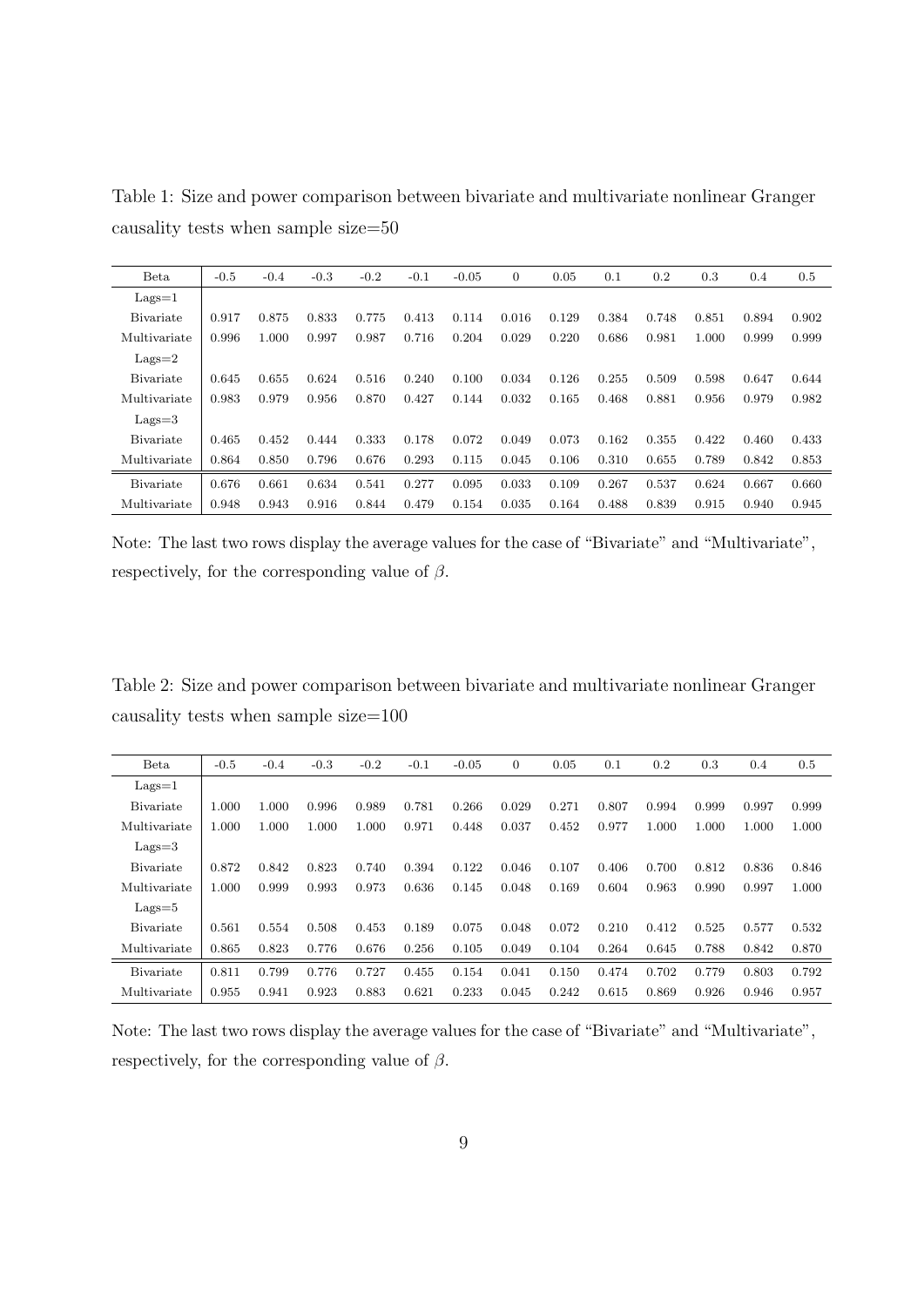Table 1: Size and power comparison between bivariate and multivariate nonlinear Granger causality tests when sample size=50

| Beta | -0.5 | -0.4 | -0.3 | -0.2 | -0.1 | -0.05 | 0 | 0.05 | 0.1 | 0.2 | 0.3 | 0.4 | 0.5 |
|---|---|---|---|---|---|---|---|---|---|---|---|---|---|
| Lags=1 | | | | | | | | | | | | | |
| Bivariate | 0.917 | 0.875 | 0.833 | 0.775 | 0.413 | 0.114 | 0.016 | 0.129 | 0.384 | 0.748 | 0.851 | 0.894 | 0.902 |
| Multivariate | 0.996 | 1.000 | 0.997 | 0.987 | 0.716 | 0.204 | 0.029 | 0.220 | 0.686 | 0.981 | 1.000 | 0.999 | 0.999 |
| Lags=2 | | | | | | | | | | | | | |
| Bivariate | 0.645 | 0.655 | 0.624 | 0.516 | 0.240 | 0.100 | 0.034 | 0.126 | 0.255 | 0.509 | 0.598 | 0.647 | 0.644 |
| Multivariate | 0.983 | 0.979 | 0.956 | 0.870 | 0.427 | 0.144 | 0.032 | 0.165 | 0.468 | 0.881 | 0.956 | 0.979 | 0.982 |
| Lags=3 | | | | | | | | | | | | | |
| Bivariate | 0.465 | 0.452 | 0.444 | 0.333 | 0.178 | 0.072 | 0.049 | 0.073 | 0.162 | 0.355 | 0.422 | 0.460 | 0.433 |
| Multivariate | 0.864 | 0.850 | 0.796 | 0.676 | 0.293 | 0.115 | 0.045 | 0.106 | 0.310 | 0.655 | 0.789 | 0.842 | 0.853 |
| Bivariate | 0.676 | 0.661 | 0.634 | 0.541 | 0.277 | 0.095 | 0.033 | 0.109 | 0.267 | 0.537 | 0.624 | 0.667 | 0.660 |
| Multivariate | 0.948 | 0.943 | 0.916 | 0.844 | 0.479 | 0.154 | 0.035 | 0.164 | 0.488 | 0.839 | 0.915 | 0.940 | 0.945 |

Note: The last two rows display the average values for the case of "Bivariate" and "Multivariate", respectively, for the corresponding value of $\beta$.

Table 2: Size and power comparison between bivariate and multivariate nonlinear Granger causality tests when sample size=100

| Beta | -0.5 | -0.4 | -0.3 | -0.2 | -0.1 | -0.05 | 0 | 0.05 | 0.1 | 0.2 | 0.3 | 0.4 | 0.5 |
|---|---|---|---|---|---|---|---|---|---|---|---|---|---|
| Lags=1 | | | | | | | | | | | | | |
| Bivariate | 1.000 | 1.000 | 0.996 | 0.989 | 0.781 | 0.266 | 0.029 | 0.271 | 0.807 | 0.994 | 0.999 | 0.997 | 0.999 |
| Multivariate | 1.000 | 1.000 | 1.000 | 1.000 | 0.971 | 0.448 | 0.037 | 0.452 | 0.977 | 1.000 | 1.000 | 1.000 | 1.000 |
| Lags=3 | | | | | | | | | | | | | |
| Bivariate | 0.872 | 0.842 | 0.823 | 0.740 | 0.394 | 0.122 | 0.046 | 0.107 | 0.406 | 0.700 | 0.812 | 0.836 | 0.846 |
| Multivariate | 1.000 | 0.999 | 0.993 | 0.973 | 0.636 | 0.145 | 0.048 | 0.169 | 0.604 | 0.963 | 0.990 | 0.997 | 1.000 |
| Lags=5 | | | | | | | | | | | | | |
| Bivariate | 0.561 | 0.554 | 0.508 | 0.453 | 0.189 | 0.075 | 0.048 | 0.072 | 0.210 | 0.412 | 0.525 | 0.577 | 0.532 |
| Multivariate | 0.865 | 0.823 | 0.776 | 0.676 | 0.256 | 0.105 | 0.049 | 0.104 | 0.264 | 0.645 | 0.788 | 0.842 | 0.870 |
| Bivariate | 0.811 | 0.799 | 0.776 | 0.727 | 0.455 | 0.154 | 0.041 | 0.150 | 0.474 | 0.702 | 0.779 | 0.803 | 0.792 |
| Multivariate | 0.955 | 0.941 | 0.923 | 0.883 | 0.621 | 0.233 | 0.045 | 0.242 | 0.615 | 0.869 | 0.926 | 0.946 | 0.957 |

Note: The last two rows display the average values for the case of "Bivariate" and "Multivariate", respectively, for the corresponding value of $\beta$.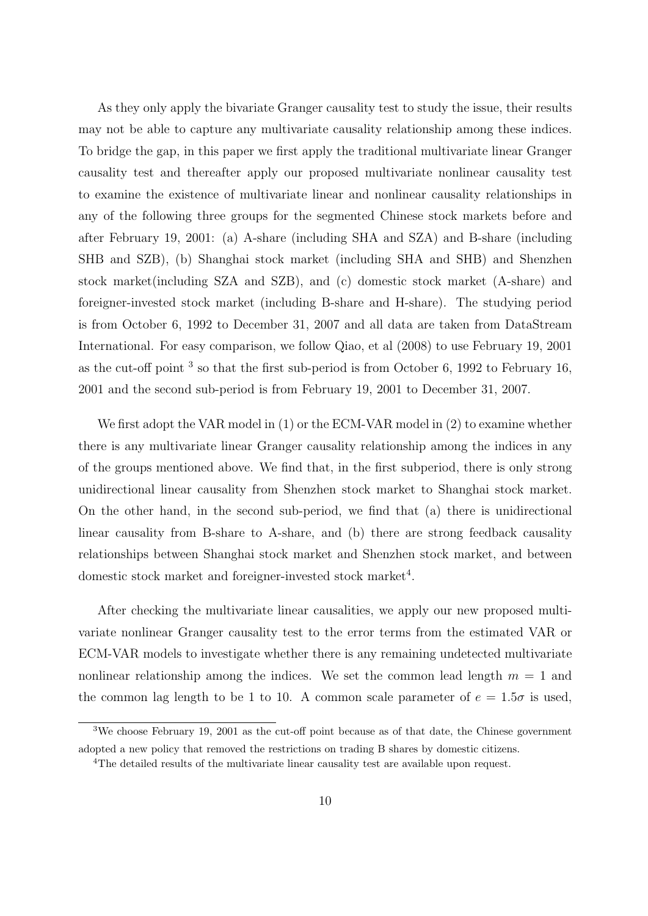As they only apply the bivariate Granger causality test to study the issue, their results may not be able to capture any multivariate causality relationship among these indices. To bridge the gap, in this paper we first apply the traditional multivariate linear Granger causality test and thereafter apply our proposed multivariate nonlinear causality test to examine the existence of multivariate linear and nonlinear causality relationships in any of the following three groups for the segmented Chinese stock markets before and after February 19, 2001: (a) A-share (including SHA and SZA) and B-share (including SHB and SZB), (b) Shanghai stock market (including SHA and SHB) and Shenzhen stock market(including SZA and SZB), and (c) domestic stock market (A-share) and foreigner-invested stock market (including B-share and H-share). The studying period is from October 6, 1992 to December 31, 2007 and all data are taken from DataStream International. For easy comparison, we follow Qiao, et al (2008) to use February 19, 2001 as the cut-off point [3] so that the first sub-period is from October 6, 1992 to February 16, 2001 and the second sub-period is from February 19, 2001 to December 31, 2007.

We first adopt the VAR model in (1) or the ECM-VAR model in (2) to examine whether there is any multivariate linear Granger causality relationship among the indices in any of the groups mentioned above. We find that, in the first subperiod, there is only strong unidirectional linear causality from Shenzhen stock market to Shanghai stock market. On the other hand, in the second sub-period, we find that (a) there is unidirectional linear causality from B-share to A-share, and (b) there are strong feedback causality relationships between Shanghai stock market and Shenzhen stock market, and between domestic stock market and foreigner-invested stock market[4].

After checking the multivariate linear causalities, we apply our new proposed multivariate nonlinear Granger causality test to the error terms from the estimated VAR or ECM-VAR models to investigate whether there is any remaining undetected multivariate nonlinear relationship among the indices. We set the common lead length $m = 1$ and the common lag length to be 1 to 10. A common scale parameter of $e = 1.5\sigma$ is used,

---

[3] We choose February 19, 2001 as the cut-off point because as of that date, the Chinese government adopted a new policy that removed the restrictions on trading B shares by domestic citizens.

[4] The detailed results of the multivariate linear causality test are available upon request.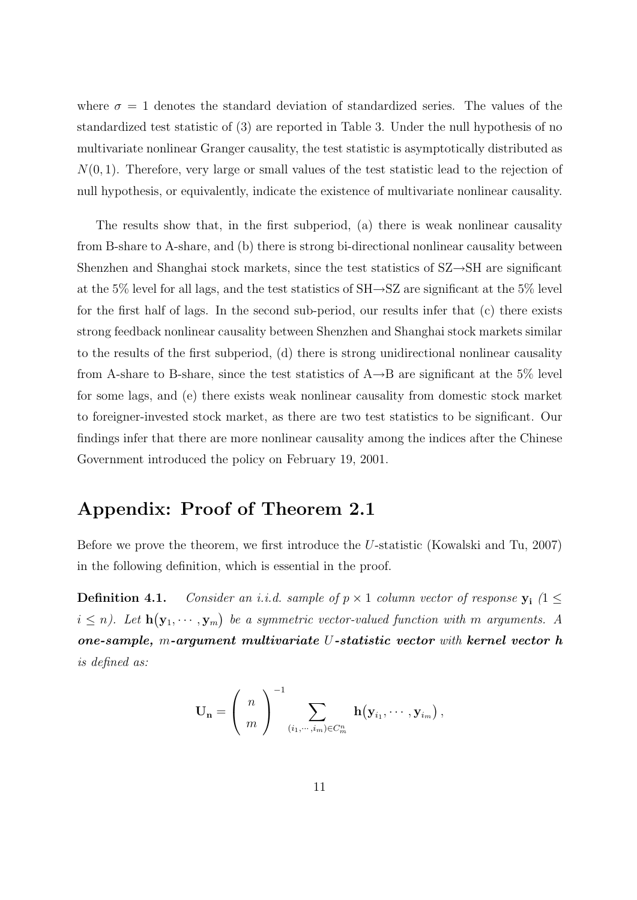where $\sigma = 1$ denotes the standard deviation of standardized series. The values of the standardized test statistic of (3) are reported in Table 3. Under the null hypothesis of no multivariate nonlinear Granger causality, the test statistic is asymptotically distributed as $N(0, 1)$. Therefore, very large or small values of the test statistic lead to the rejection of null hypothesis, or equivalently, indicate the existence of multivariate nonlinear causality.

The results show that, in the first subperiod, (a) there is weak nonlinear causality from B-share to A-share, and (b) there is strong bi-directional nonlinear causality between Shenzhen and Shanghai stock markets, since the test statistics of SZ→SH are significant at the 5% level for all lags, and the test statistics of SH→SZ are significant at the 5% level for the first half of lags. In the second sub-period, our results infer that (c) there exists strong feedback nonlinear causality between Shenzhen and Shanghai stock markets similar to the results of the first subperiod, (d) there is strong unidirectional nonlinear causality from A-share to B-share, since the test statistics of A→B are significant at the 5% level for some lags, and (e) there exists weak nonlinear causality from domestic stock market to foreigner-invested stock market, as there are two test statistics to be significant. Our findings infer that there are more nonlinear causality among the indices after the Chinese Government introduced the policy on February 19, 2001.

## Appendix: Proof of Theorem 2.1

Before we prove the theorem, we first introduce the $U$-statistic (Kowalski and Tu, 2007) in the following definition, which is essential in the proof.

**Definition 4.1.** *Consider an i.i.d. sample of $p \times 1$ column vector of response $\mathbf{y_i}$ ($1 \leq i \leq n$). Let $\mathbf{h}(\mathbf{y}_1, \cdots, \mathbf{y}_m)$ be a symmetric vector-valued function with $m$ arguments. A **one-sample, $m$-argument multivariate $U$-statistic vector** with **kernel vector h** is defined as:*

$$\mathbf{U_n} = \begin{pmatrix} n \\ m \end{pmatrix}^{-1} \sum_{(i_1, \cdots, i_m) \in C_m^n} \mathbf{h}(\mathbf{y}_{i_1}, \cdots, \mathbf{y}_{i_m}),$$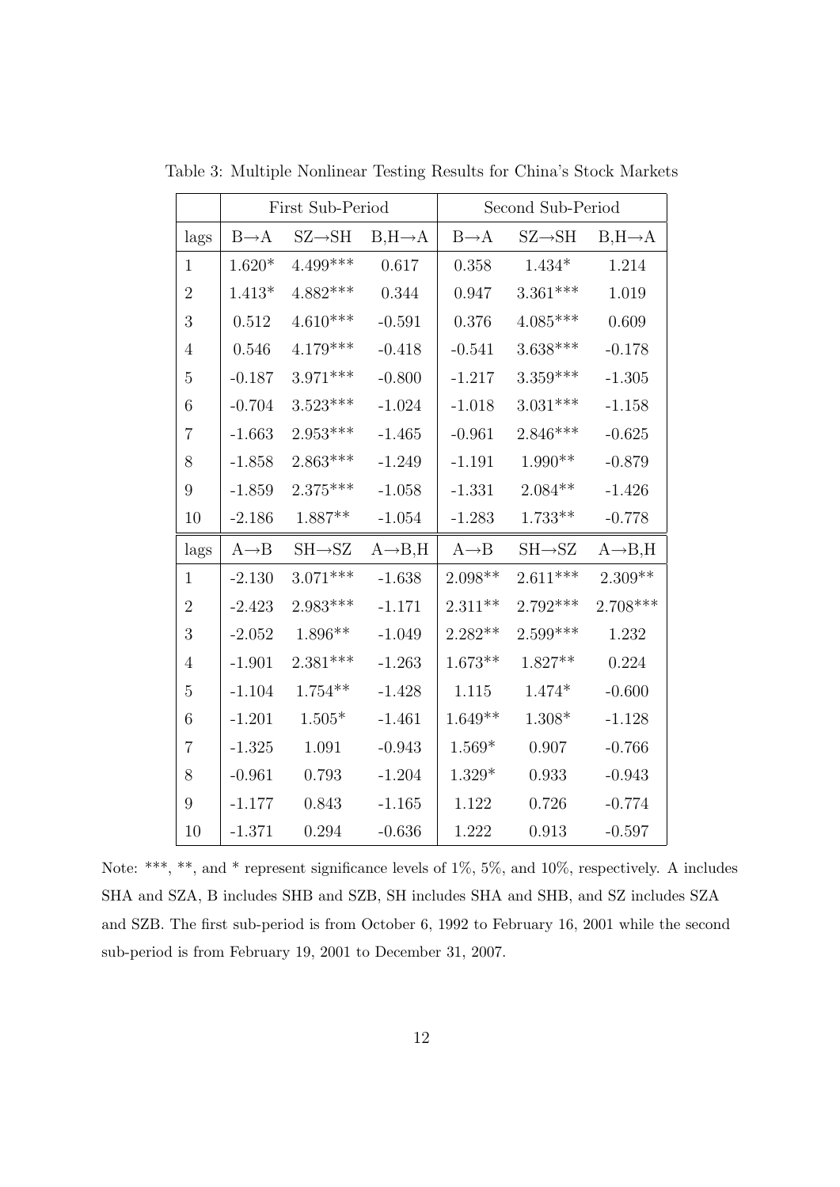Table 3: Multiple Nonlinear Testing Results for China's Stock Markets

| | First Sub-Period | | | Second Sub-Period | | |
|---|---|---|---|---|---|---|
| lags | B→A | SZ→SH | B,H→A | B→A | SZ→SH | B,H→A |
| 1 | 1.620* | 4.499*** | 0.617 | 0.358 | 1.434* | 1.214 |
| 2 | 1.413* | 4.882*** | 0.344 | 0.947 | 3.361*** | 1.019 |
| 3 | 0.512 | 4.610*** | -0.591 | 0.376 | 4.085*** | 0.609 |
| 4 | 0.546 | 4.179*** | -0.418 | -0.541 | 3.638*** | -0.178 |
| 5 | -0.187 | 3.971*** | -0.800 | -1.217 | 3.359*** | -1.305 |
| 6 | -0.704 | 3.523*** | -1.024 | -1.018 | 3.031*** | -1.158 |
| 7 | -1.663 | 2.953*** | -1.465 | -0.961 | 2.846*** | -0.625 |
| 8 | -1.858 | 2.863*** | -1.249 | -1.191 | 1.990** | -0.879 |
| 9 | -1.859 | 2.375*** | -1.058 | -1.331 | 2.084** | -1.426 |
| 10 | -2.186 | 1.887** | -1.054 | -1.283 | 1.733** | -0.778 |
| lags | A→B | SH→SZ | A→B,H | A→B | SH→SZ | A→B,H |
| 1 | -2.130 | 3.071*** | -1.638 | 2.098** | 2.611*** | 2.309** |
| 2 | -2.423 | 2.983*** | -1.171 | 2.311** | 2.792*** | 2.708*** |
| 3 | -2.052 | 1.896** | -1.049 | 2.282** | 2.599*** | 1.232 |
| 4 | -1.901 | 2.381*** | -1.263 | 1.673** | 1.827** | 0.224 |
| 5 | -1.104 | 1.754** | -1.428 | 1.115 | 1.474* | -0.600 |
| 6 | -1.201 | 1.505* | -1.461 | 1.649** | 1.308* | -1.128 |
| 7 | -1.325 | 1.091 | -0.943 | 1.569* | 0.907 | -0.766 |
| 8 | -0.961 | 0.793 | -1.204 | 1.329* | 0.933 | -0.943 |
| 9 | -1.177 | 0.843 | -1.165 | 1.122 | 0.726 | -0.774 |
| 10 | -1.371 | 0.294 | -0.636 | 1.222 | 0.913 | -0.597 |

Note: ***, **, and * represent significance levels of 1%, 5%, and 10%, respectively. A includes SHA and SZA, B includes SHB and SZB, SH includes SHA and SHB, and SZ includes SZA and SZB. The first sub-period is from October 6, 1992 to February 16, 2001 while the second sub-period is from February 19, 2001 to December 31, 2007.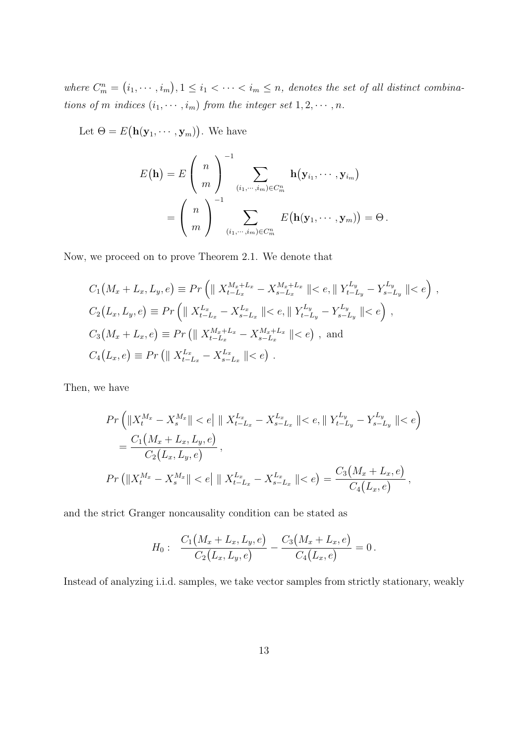*where $C_m^n = \big(i_1, \cdots, i_m\big), 1 \le i_1 < \cdots < i_m \le n$, denotes the set of all distinct combinations of $m$ indices $(i_1, \cdots, i_m)$ from the integer set $1, 2, \cdots, n$.*

Let $\Theta = E\big(\mathbf{h}(\mathbf{y}_1, \cdots, \mathbf{y}_m)\big)$. We have

$$
\begin{aligned}
E\big(\mathbf{h}\big) &= E \begin{pmatrix} n \\ m \end{pmatrix}^{-1} \sum_{(i_1,\cdots,i_m)\in C_m^n} \mathbf{h}\big(\mathbf{y}_{i_1}, \cdots, \mathbf{y}_{i_m}\big) \\
&= \begin{pmatrix} n \\ m \end{pmatrix}^{-1} \sum_{(i_1,\cdots,i_m)\in C_m^n} E\big(\mathbf{h}(\mathbf{y}_1, \cdots, \mathbf{y}_m)\big) = \Theta \,.
\end{aligned}
$$

Now, we proceed on to prove Theorem 2.1. We denote that

$$
\begin{aligned}
& C_1\big(M_x + L_x, L_y, e\big) \equiv Pr\left( \| X_{t-L_x}^{M_x+L_x} - X_{s-L_x}^{M_x+L_x} \| < e, \| Y_{t-L_y}^{L_y} - Y_{s-L_y}^{L_y} \| < e \right) \,, \\
& C_2\big(L_x, L_y, e\big) \equiv Pr\left( \| X_{t-L_x}^{L_x} - X_{s-L_x}^{L_x} \| < e, \| Y_{t-L_y}^{L_y} - Y_{s-L_y}^{L_y} \| < e \right) \,, \\
& C_3\big(M_x + L_x, e\big) \equiv Pr\left( \| X_{t-L_x}^{M_x+L_x} - X_{s-L_x}^{M_x+L_x} \| < e \right) \,, \text{ and} \\
& C_4\big(L_x, e\big) \equiv Pr\left( \| X_{t-L_x}^{L_x} - X_{s-L_x}^{L_x} \| < e \right) \,.
\end{aligned}
$$

Then, we have

$$
\begin{aligned}
& Pr\left( \|X_t^{M_x} - X_s^{M_x}\| < e \big| \, \| X_{t-L_x}^{L_x} - X_{s-L_x}^{L_x} \| < e, \| Y_{t-L_y}^{L_y} - Y_{s-L_y}^{L_y} \| < e \right) \\
& \quad = \frac{C_1\big(M_x + L_x, L_y, e\big)}{C_2\big(L_x, L_y, e\big)} \,, \\
& Pr\left( \|X_t^{M_x} - X_s^{M_x}\| < e \big| \, \| X_{t-L_x}^{L_x} - X_{s-L_x}^{L_x} \| < e \right) = \frac{C_3\big(M_x + L_x, e\big)}{C_4\big(L_x, e\big)} \,,
\end{aligned}
$$

and the strict Granger noncausality condition can be stated as

$$
H_0 : \quad \frac{C_1\big(M_x + L_x, L_y, e\big)}{C_2\big(L_x, L_y, e\big)} - \frac{C_3\big(M_x + L_x, e\big)}{C_4\big(L_x, e\big)} = 0 \,.
$$

Instead of analyzing i.i.d. samples, we take vector samples from strictly stationary, weakly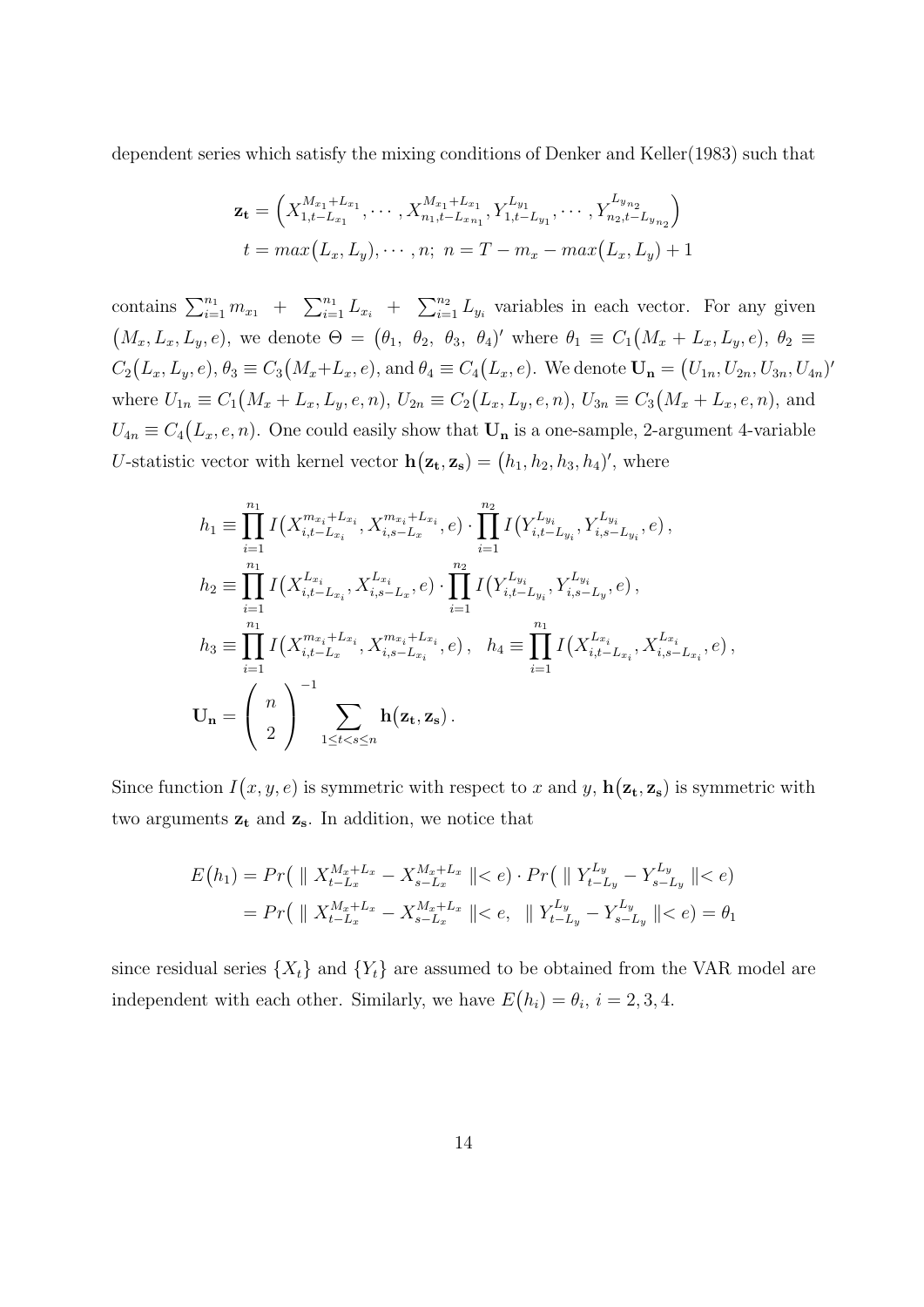dependent series which satisfy the mixing conditions of Denker and Keller(1983) such that

$$
\begin{aligned}
\mathbf{z_t} &= \Big( X_{1,t-L_{x_1}}^{M_{x_1}+L_{x_1}}, \cdots, X_{n_1,t-L_{x_{n_1}}}^{M_{x_1}+L_{x_1}}, Y_{1,t-L_{y_1}}^{L_{y_1}}, \cdots, Y_{n_2,t-L_{y_{n_2}}}^{L_{y_{n_2}}} \Big) \\
t &= max\big(L_x, L_y\big), \cdots, n; \; n = T - m_x - max\big(L_x, L_y\big) + 1
\end{aligned}
$$

contains $\sum_{i=1}^{n_1} m_{x_1} + \sum_{i=1}^{n_1} L_{x_i} + \sum_{i=1}^{n_2} L_{y_i}$ variables in each vector. For any given $\big(M_x, L_x, L_y, e\big)$, we denote $\Theta = \big(\theta_1, \; \theta_2, \; \theta_3, \; \theta_4\big)'$ where $\theta_1 \equiv C_1\big(M_x + L_x, L_y, e\big)$, $\theta_2 \equiv C_2\big(L_x, L_y, e\big)$, $\theta_3 \equiv C_3\big(M_x + L_x, e\big)$, and $\theta_4 \equiv C_4\big(L_x, e\big)$. We denote $\mathbf{U_n} = \big(U_{1n}, U_{2n}, U_{3n}, U_{4n}\big)'$ where $U_{1n} \equiv C_1\big(M_x + L_x, L_y, e, n\big)$, $U_{2n} \equiv C_2\big(L_x, L_y, e, n\big)$, $U_{3n} \equiv C_3\big(M_x + L_x, e, n\big)$, and $U_{4n} \equiv C_4\big(L_x, e, n\big)$. One could easily show that $\mathbf{U_n}$ is a one-sample, 2-argument 4-variable $U$-statistic vector with kernel vector $\mathbf{h}\big(\mathbf{z_t}, \mathbf{z_s}\big) = \big(h_1, h_2, h_3, h_4\big)'$, where

$$
\begin{aligned}
h_1 &\equiv \prod_{i=1}^{n_1} I\big(X_{i,t-L_{x_i}}^{m_{x_i}+L_{x_i}}, X_{i,s-L_x}^{m_{x_i}+L_{x_i}}, e\big) \cdot \prod_{i=1}^{n_2} I\big(Y_{i,t-L_{y_i}}^{L_{y_i}}, Y_{i,s-L_{y_i}}^{L_{y_i}}, e\big)\,, \\
h_2 &\equiv \prod_{i=1}^{n_1} I\big(X_{i,t-L_{x_i}}^{L_{x_i}}, X_{i,s-L_x}^{L_{x_i}}, e\big) \cdot \prod_{i=1}^{n_2} I\big(Y_{i,t-L_{y_i}}^{L_{y_i}}, Y_{i,s-L_y}^{L_{y_i}}, e\big)\,, \\
h_3 &\equiv \prod_{i=1}^{n_1} I\big(X_{i,t-L_x}^{m_{x_i}+L_{x_i}}, X_{i,s-L_{x_i}}^{m_{x_i}+L_{x_i}}, e\big)\,, \quad h_4 \equiv \prod_{i=1}^{n_1} I\big(X_{i,t-L_{x_i}}^{L_{x_i}}, X_{i,s-L_{x_i}}^{L_{x_i}}, e\big)\,, \\
\mathbf{U_n} &= \begin{pmatrix} n \\ 2 \end{pmatrix}^{-1} \sum_{1 \le t < s \le n} \mathbf{h}\big(\mathbf{z_t}, \mathbf{z_s}\big)\,.
\end{aligned}
$$

Since function $I\big(x, y, e\big)$ is symmetric with respect to $x$ and $y$, $\mathbf{h}\big(\mathbf{z_t}, \mathbf{z_s}\big)$ is symmetric with two arguments $\mathbf{z_t}$ and $\mathbf{z_s}$. In addition, we notice that

$$
\begin{aligned}
E\big(h_1\big) &= Pr\big( \parallel X_{t-L_x}^{M_x+L_x} - X_{s-L_x}^{M_x+L_x} \parallel < e\big) \cdot Pr\big( \parallel Y_{t-L_y}^{L_y} - Y_{s-L_y}^{L_y} \parallel < e\big) \\
&= Pr\big( \parallel X_{t-L_x}^{M_x+L_x} - X_{s-L_x}^{M_x+L_x} \parallel < e, \;\; \parallel Y_{t-L_y}^{L_y} - Y_{s-L_y}^{L_y} \parallel < e\big) = \theta_1
\end{aligned}
$$

since residual series $\{X_t\}$ and $\{Y_t\}$ are assumed to be obtained from the VAR model are independent with each other. Similarly, we have $E\big(h_i\big) = \theta_i, \; i = 2, 3, 4$.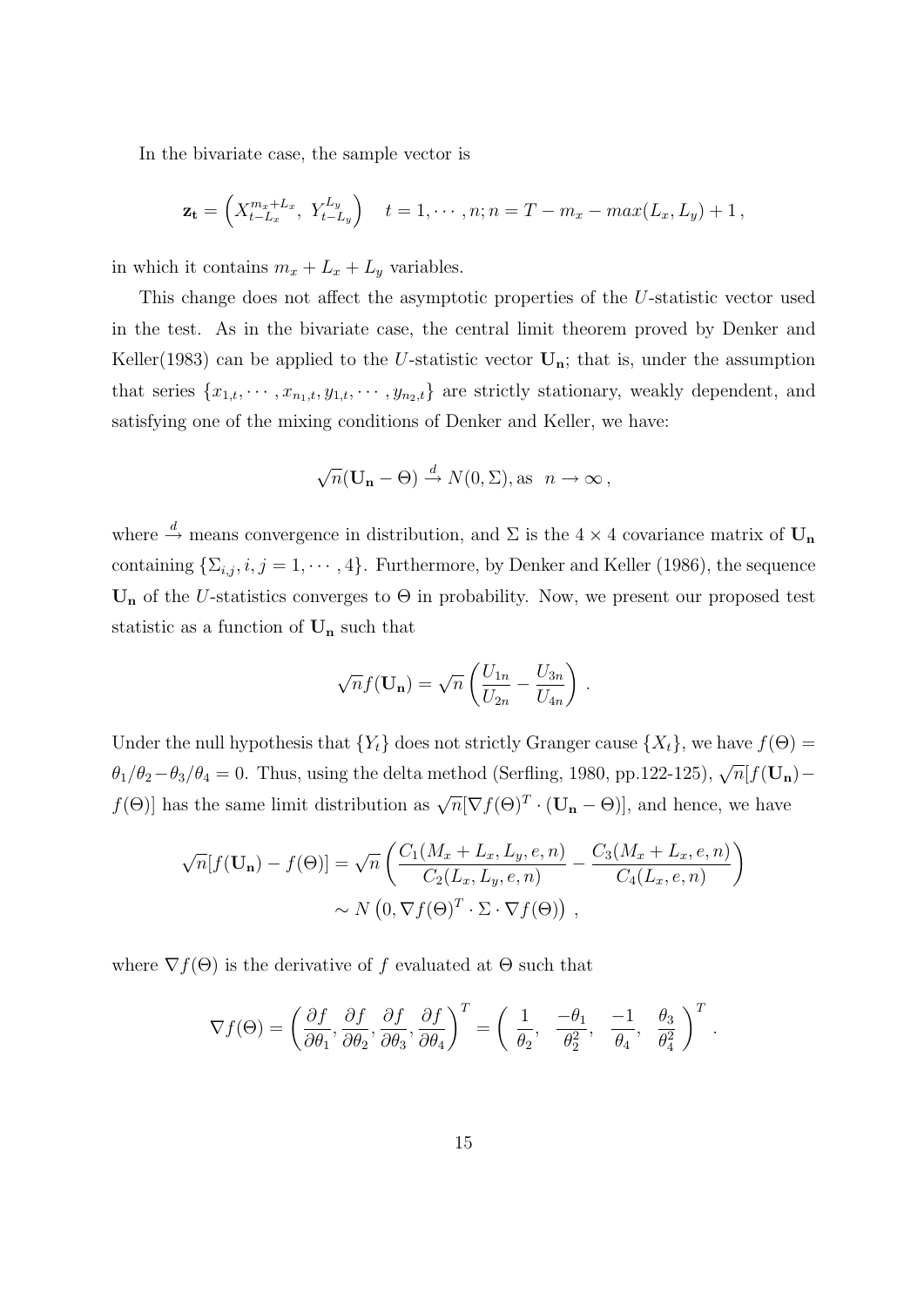In the bivariate case, the sample vector is

$$\mathbf{z_t} = \left( X_{t-L_x}^{m_x+L_x},\ Y_{t-L_y}^{L_y} \right) \quad t = 1, \cdots, n; n = T - m_x - max(L_x, L_y) + 1\,,$$

in which it contains $m_x + L_x + L_y$ variables.

This change does not affect the asymptotic properties of the $U$-statistic vector used in the test. As in the bivariate case, the central limit theorem proved by Denker and Keller(1983) can be applied to the $U$-statistic vector $\mathbf{U_n}$; that is, under the assumption that series $\{x_{1,t}, \cdots, x_{n_1,t}, y_{1,t}, \cdots, y_{n_2,t}\}$ are strictly stationary, weakly dependent, and satisfying one of the mixing conditions of Denker and Keller, we have:

$$\sqrt{n}(\mathbf{U_n} - \Theta) \xrightarrow{d} N(0, \Sigma), \text{as} \;\; n \to \infty\,,$$

where $\xrightarrow{d}$ means convergence in distribution, and $\Sigma$ is the $4 \times 4$ covariance matrix of $\mathbf{U_n}$ containing $\{\Sigma_{i,j}, i, j = 1, \cdots, 4\}$. Furthermore, by Denker and Keller (1986), the sequence $\mathbf{U_n}$ of the $U$-statistics converges to $\Theta$ in probability. Now, we present our proposed test statistic as a function of $\mathbf{U_n}$ such that

$$\sqrt{n} f(\mathbf{U_n}) = \sqrt{n} \left( \frac{U_{1n}}{U_{2n}} - \frac{U_{3n}}{U_{4n}} \right)\,.$$

Under the null hypothesis that $\{Y_t\}$ does not strictly Granger cause $\{X_t\}$, we have $f(\Theta) = \theta_1/\theta_2 - \theta_3/\theta_4 = 0$. Thus, using the delta method (Serfling, 1980, pp.122-125), $\sqrt{n}[f(\mathbf{U_n}) - f(\Theta)]$ has the same limit distribution as $\sqrt{n}[\nabla f(\Theta)^T \cdot (\mathbf{U_n} - \Theta)]$, and hence, we have

$$\begin{aligned}\sqrt{n}[f(\mathbf{U_n}) - f(\Theta)] &= \sqrt{n} \left( \frac{C_1(M_x + L_x, L_y, e, n)}{C_2(L_x, L_y, e, n)} - \frac{C_3(M_x + L_x, e, n)}{C_4(L_x, e, n)} \right) \\ &\sim N\left(0, \nabla f(\Theta)^T \cdot \Sigma \cdot \nabla f(\Theta)\right)\,,\end{aligned}$$

where $\nabla f(\Theta)$ is the derivative of $f$ evaluated at $\Theta$ such that

$$\nabla f(\Theta) = \left( \frac{\partial f}{\partial \theta_1}, \frac{\partial f}{\partial \theta_2}, \frac{\partial f}{\partial \theta_3}, \frac{\partial f}{\partial \theta_4} \right)^T = \left( \ \frac{1}{\theta_2}, \ \ \frac{-\theta_1}{\theta_2^2}, \ \ \frac{-1}{\theta_4}, \ \ \frac{\theta_3}{\theta_4^2} \ \right)^T\,.$$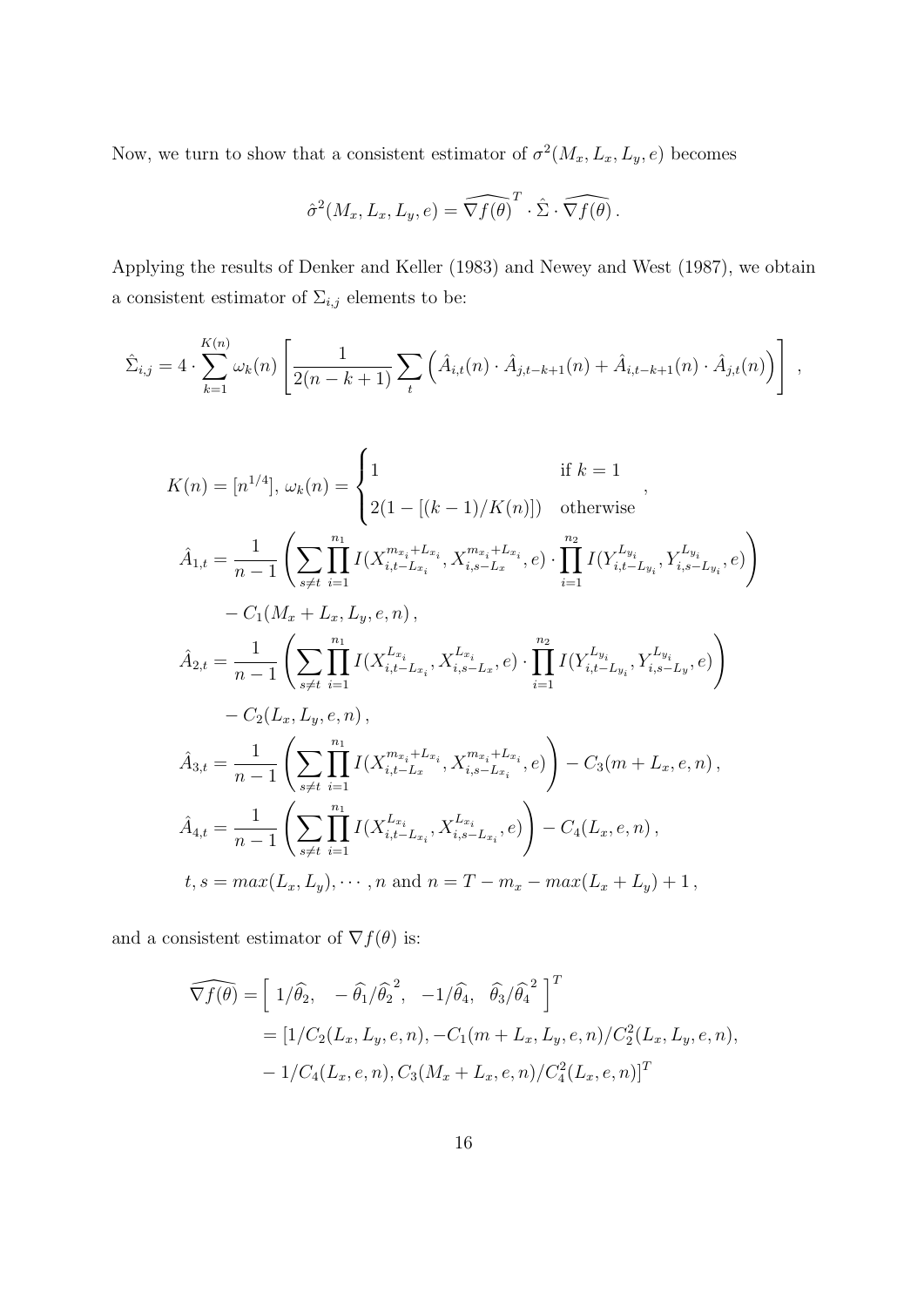Now, we turn to show that a consistent estimator of $\sigma^2(M_x, L_x, L_y, e)$ becomes

$$\hat{\sigma}^2(M_x, L_x, L_y, e) = \widehat{\nabla f(\theta)}^T \cdot \hat{\Sigma} \cdot \widehat{\nabla f(\theta)} .$$

Applying the results of Denker and Keller (1983) and Newey and West (1987), we obtain a consistent estimator of $\Sigma_{i,j}$ elements to be:

$$\hat{\Sigma}_{i,j} = 4 \cdot \sum_{k=1}^{K(n)} \omega_k(n) \left[ \frac{1}{2(n-k+1)} \sum_t \left( \hat{A}_{i,t}(n) \cdot \hat{A}_{j,t-k+1}(n) + \hat{A}_{i,t-k+1}(n) \cdot \hat{A}_{j,t}(n) \right) \right] ,$$

$$
\begin{aligned}
K(n) &= [n^{1/4}],\ \omega_k(n) = \begin{cases} 1 & \text{if } k = 1 \\ 2(1 - [(k-1)/K(n)]) & \text{otherwise} \end{cases} , \\
\hat{A}_{1,t} &= \frac{1}{n-1} \left( \sum_{s \neq t} \prod_{i=1}^{n_1} I(X_{i,t-L_{x_i}}^{m_{x_i}+L_{x_i}}, X_{i,s-L_x}^{m_{x_i}+L_{x_i}}, e) \cdot \prod_{i=1}^{n_2} I(Y_{i,t-L_{y_i}}^{L_{y_i}}, Y_{i,s-L_{y_i}}^{L_{y_i}}, e) \right) \\
&\quad - C_1(M_x + L_x, L_y, e, n) , \\
\hat{A}_{2,t} &= \frac{1}{n-1} \left( \sum_{s \neq t} \prod_{i=1}^{n_1} I(X_{i,t-L_{x_i}}^{L_{x_i}}, X_{i,s-L_x}^{L_{x_i}}, e) \cdot \prod_{i=1}^{n_2} I(Y_{i,t-L_{y_i}}^{L_{y_i}}, Y_{i,s-L_y}^{L_{y_i}}, e) \right) \\
&\quad - C_2(L_x, L_y, e, n) , \\
\hat{A}_{3,t} &= \frac{1}{n-1} \left( \sum_{s \neq t} \prod_{i=1}^{n_1} I(X_{i,t-L_x}^{m_{x_i}+L_{x_i}}, X_{i,s-L_{x_i}}^{m_{x_i}+L_{x_i}}, e) \right) - C_3(m + L_x, e, n) , \\
\hat{A}_{4,t} &= \frac{1}{n-1} \left( \sum_{s \neq t} \prod_{i=1}^{n_1} I(X_{i,t-L_{x_i}}^{L_{x_i}}, X_{i,s-L_{x_i}}^{L_{x_i}}, e) \right) - C_4(L_x, e, n) , \\
t, s &= max(L_x, L_y), \cdots, n \text{ and } n = T - m_x - max(L_x + L_y) + 1 ,
\end{aligned}
$$

and a consistent estimator of $\nabla f(\theta)$ is:

$$
\begin{aligned}
\widehat{\nabla f(\theta)} &= \left[ \ 1/\widehat{\theta}_2, \quad -\widehat{\theta}_1/\widehat{\theta}_2^{\,2}, \quad -1/\widehat{\theta}_4, \quad \widehat{\theta}_3/\widehat{\theta}_4^{\,2} \ \right]^T \\
&= [1/C_2(L_x, L_y, e, n), -C_1(m + L_x, L_y, e, n)/C_2^2(L_x, L_y, e, n), \\
&\quad - 1/C_4(L_x, e, n), C_3(M_x + L_x, e, n)/C_4^2(L_x, e, n)]^T
\end{aligned}
$$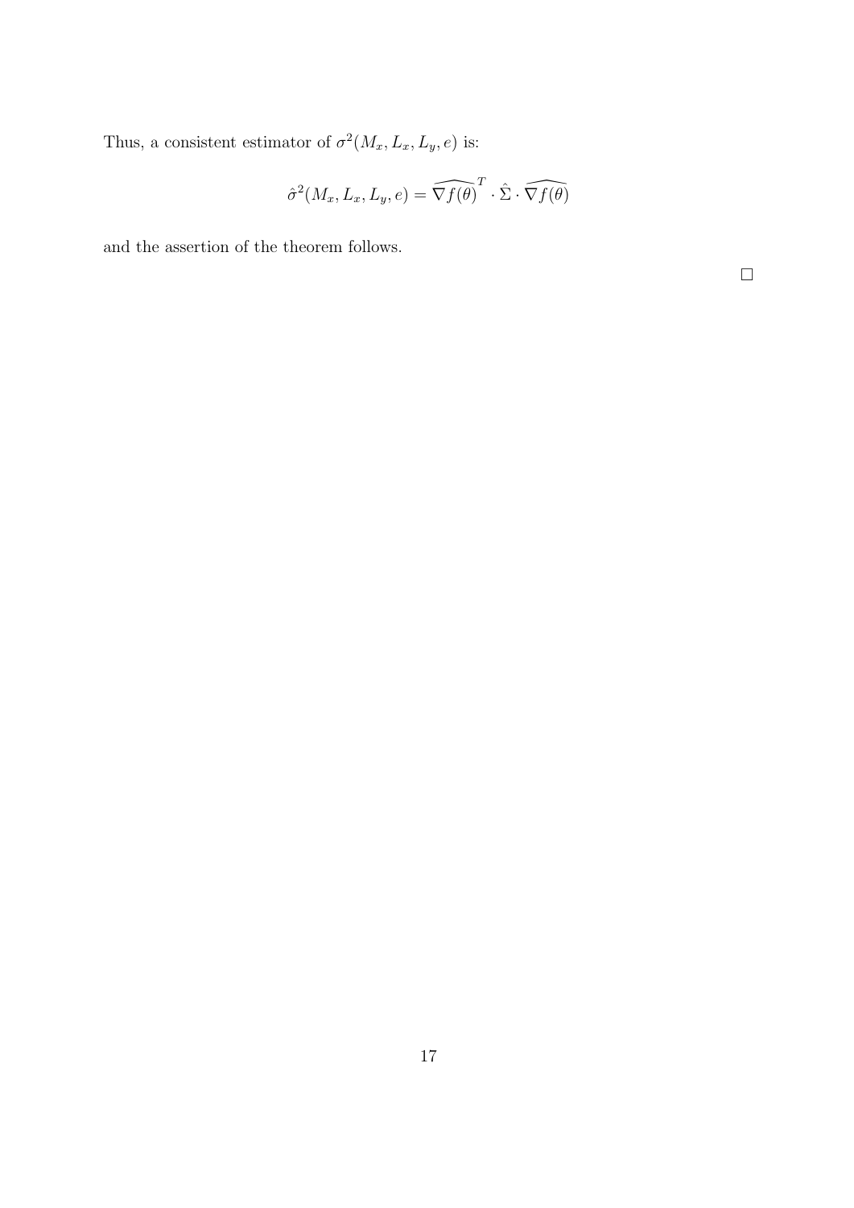Thus, a consistent estimator of $\sigma^2(M_x, L_x, L_y, e)$ is:

$$\hat{\sigma}^2(M_x, L_x, L_y, e) = \widehat{\nabla f(\theta)}^T \cdot \hat{\Sigma} \cdot \widehat{\nabla f(\theta)}$$

and the assertion of the theorem follows.

□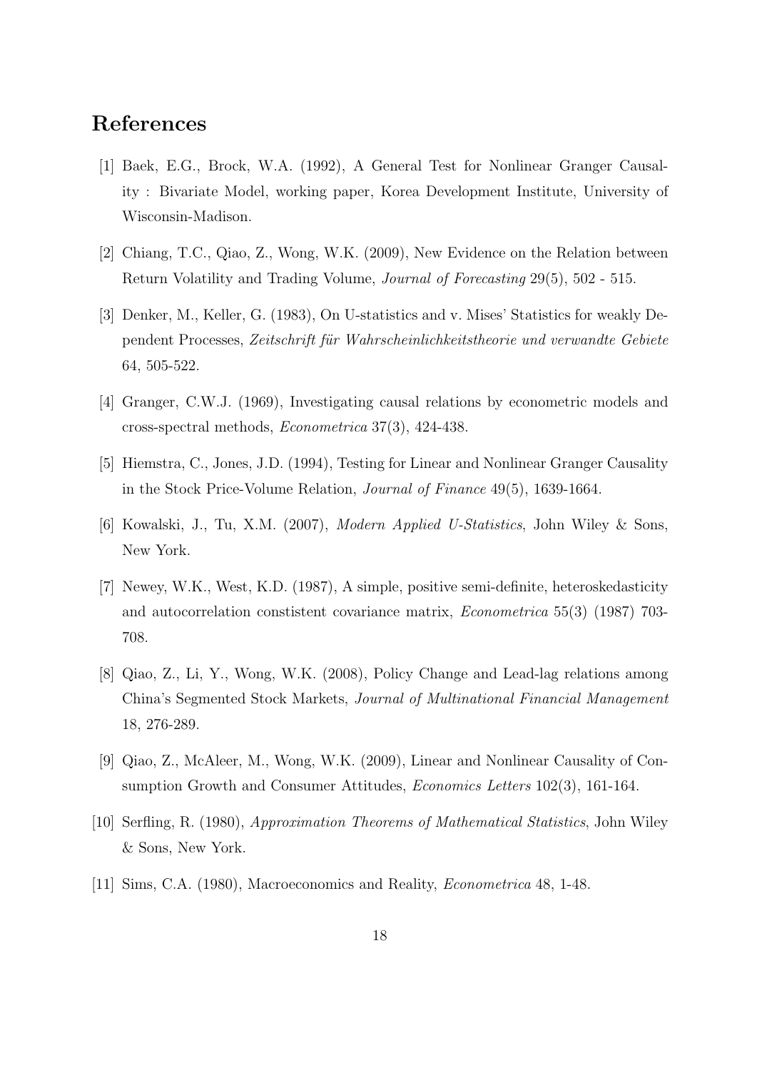# References

[1] Baek, E.G., Brock, W.A. (1992), A General Test for Nonlinear Granger Causality : Bivariate Model, working paper, Korea Development Institute, University of Wisconsin-Madison.

[2] Chiang, T.C., Qiao, Z., Wong, W.K. (2009), New Evidence on the Relation between Return Volatility and Trading Volume, *Journal of Forecasting* 29(5), 502 - 515.

[3] Denker, M., Keller, G. (1983), On U-statistics and v. Mises' Statistics for weakly Dependent Processes, *Zeitschrift für Wahrscheinlichkeitstheorie und verwandte Gebiete* 64, 505-522.

[4] Granger, C.W.J. (1969), Investigating causal relations by econometric models and cross-spectral methods, *Econometrica* 37(3), 424-438.

[5] Hiemstra, C., Jones, J.D. (1994), Testing for Linear and Nonlinear Granger Causality in the Stock Price-Volume Relation, *Journal of Finance* 49(5), 1639-1664.

[6] Kowalski, J., Tu, X.M. (2007), *Modern Applied U-Statistics*, John Wiley & Sons, New York.

[7] Newey, W.K., West, K.D. (1987), A simple, positive semi-definite, heteroskedasticity and autocorrelation constistent covariance matrix, *Econometrica* 55(3) (1987) 703-708.

[8] Qiao, Z., Li, Y., Wong, W.K. (2008), Policy Change and Lead-lag relations among China's Segmented Stock Markets, *Journal of Multinational Financial Management* 18, 276-289.

[9] Qiao, Z., McAleer, M., Wong, W.K. (2009), Linear and Nonlinear Causality of Consumption Growth and Consumer Attitudes, *Economics Letters* 102(3), 161-164.

[10] Serfling, R. (1980), *Approximation Theorems of Mathematical Statistics*, John Wiley & Sons, New York.

[11] Sims, C.A. (1980), Macroeconomics and Reality, *Econometrica* 48, 1-48.